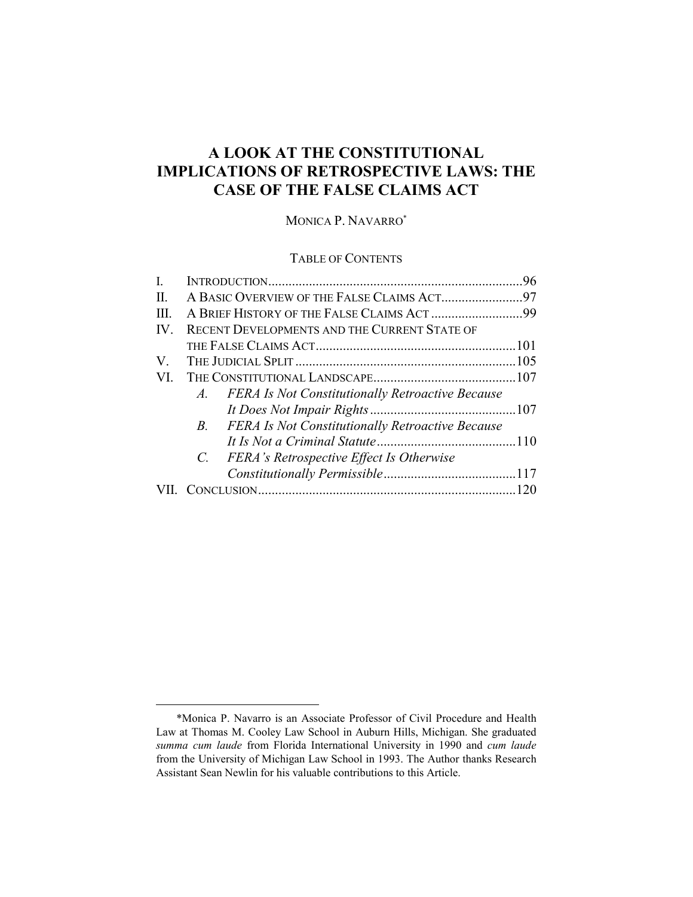# A LOOK AT THE CONSTITUTIONAL IMPLICATIONS OF RETROSPECTIVE LAWS: THE CASE OF THE FALSE CLAIMS ACT

MONICA P. NAVARRO*

TABLE OF CONTENTS

I. INTRODUCTION....96
II. A BASIC OVERVIEW OF THE FALSE CLAIMS ACT....97
III. A BRIEF HISTORY OF THE FALSE CLAIMS ACT....99
IV. RECENT DEVELOPMENTS AND THE CURRENT STATE OF THE FALSE CLAIMS ACT....101
V. THE JUDICIAL SPLIT....105
VI. THE CONSTITUTIONAL LANDSCAPE....107
  *A. FERA Is Not Constitutionally Retroactive Because It Does Not Impair Rights*....107
  *B. FERA Is Not Constitutionally Retroactive Because It Is Not a Criminal Statute*....110
  *C. FERA's Retrospective Effect Is Otherwise Constitutionally Permissible*....117
VII. CONCLUSION....120

---

*Monica P. Navarro is an Associate Professor of Civil Procedure and Health Law at Thomas M. Cooley Law School in Auburn Hills, Michigan. She graduated *summa cum laude* from Florida International University in 1990 and *cum laude* from the University of Michigan Law School in 1993. The Author thanks Research Assistant Sean Newlin for his valuable contributions to this Article.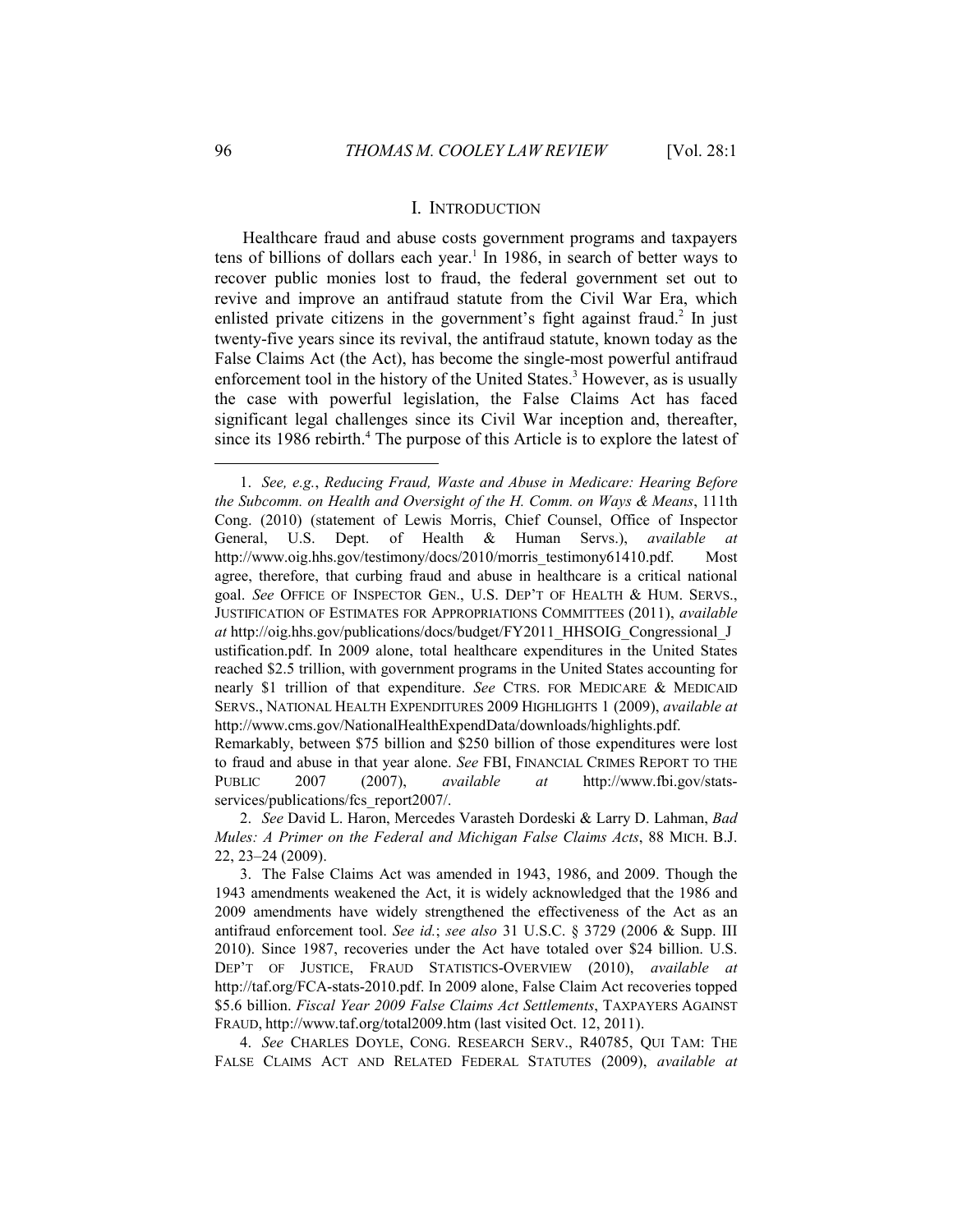## I. INTRODUCTION

Healthcare fraud and abuse costs government programs and taxpayers tens of billions of dollars each year.[1] In 1986, in search of better ways to recover public monies lost to fraud, the federal government set out to revive and improve an antifraud statute from the Civil War Era, which enlisted private citizens in the government's fight against fraud.[2] In just twenty-five years since its revival, the antifraud statute, known today as the False Claims Act (the Act), has become the single-most powerful antifraud enforcement tool in the history of the United States.[3] However, as is usually the case with powerful legislation, the False Claims Act has faced significant legal challenges since its Civil War inception and, thereafter, since its 1986 rebirth.[4] The purpose of this Article is to explore the latest of

---

1. *See, e.g.*, *Reducing Fraud, Waste and Abuse in Medicare: Hearing Before the Subcomm. on Health and Oversight of the H. Comm. on Ways & Means*, 111th Cong. (2010) (statement of Lewis Morris, Chief Counsel, Office of Inspector General, U.S. Dept. of Health & Human Servs.), *available at* http://www.oig.hhs.gov/testimony/docs/2010/morris_testimony61410.pdf. Most agree, therefore, that curbing fraud and abuse in healthcare is a critical national goal. *See* OFFICE OF INSPECTOR GEN., U.S. DEP'T OF HEALTH & HUM. SERVS., JUSTIFICATION OF ESTIMATES FOR APPROPRIATIONS COMMITTEES (2011), *available at* http://oig.hhs.gov/publications/docs/budget/FY2011_HHSOIG_Congressional_Justification.pdf. In 2009 alone, total healthcare expenditures in the United States reached $2.5 trillion, with government programs in the United States accounting for nearly $1 trillion of that expenditure. *See* CTRS. FOR MEDICARE & MEDICAID SERVS., NATIONAL HEALTH EXPENDITURES 2009 HIGHLIGHTS 1 (2009), *available at* http://www.cms.gov/NationalHealthExpendData/downloads/highlights.pdf. Remarkably, between $75 billion and $250 billion of those expenditures were lost to fraud and abuse in that year alone. *See* FBI, FINANCIAL CRIMES REPORT TO THE PUBLIC 2007 (2007), *available at* http://www.fbi.gov/stats-services/publications/fcs_report2007/.

2. *See* David L. Haron, Mercedes Varasteh Dordeski & Larry D. Lahman, *Bad Mules: A Primer on the Federal and Michigan False Claims Acts*, 88 MICH. B.J. 22, 23–24 (2009).

3. The False Claims Act was amended in 1943, 1986, and 2009. Though the 1943 amendments weakened the Act, it is widely acknowledged that the 1986 and 2009 amendments have widely strengthened the effectiveness of the Act as an antifraud enforcement tool. *See id.*; *see also* 31 U.S.C. § 3729 (2006 & Supp. III 2010). Since 1987, recoveries under the Act have totaled over $24 billion. U.S. DEP'T OF JUSTICE, FRAUD STATISTICS-OVERVIEW (2010), *available at* http://taf.org/FCA-stats-2010.pdf. In 2009 alone, False Claim Act recoveries topped $5.6 billion. *Fiscal Year 2009 False Claims Act Settlements*, TAXPAYERS AGAINST FRAUD, http://www.taf.org/total2009.htm (last visited Oct. 12, 2011).

4. *See* CHARLES DOYLE, CONG. RESEARCH SERV., R40785, QUI TAM: THE FALSE CLAIMS ACT AND RELATED FEDERAL STATUTES (2009), *available at*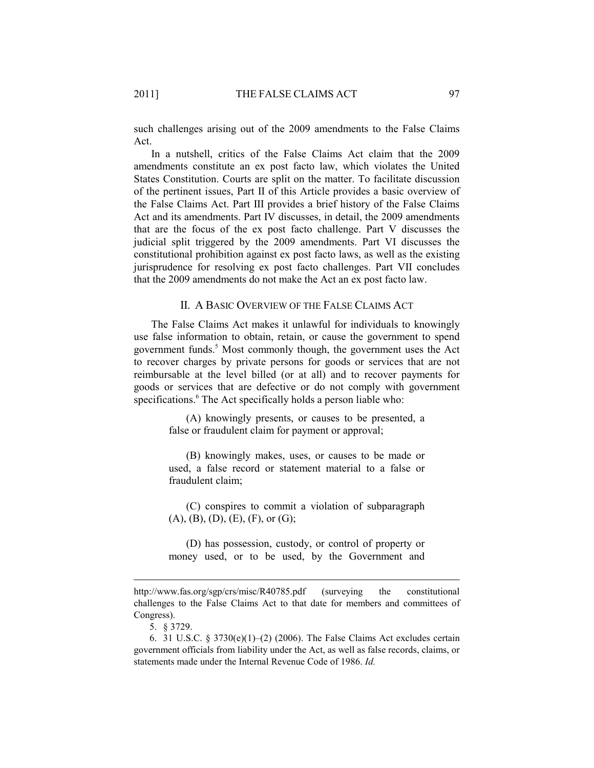such challenges arising out of the 2009 amendments to the False Claims Act.

In a nutshell, critics of the False Claims Act claim that the 2009 amendments constitute an ex post facto law, which violates the United States Constitution. Courts are split on the matter. To facilitate discussion of the pertinent issues, Part II of this Article provides a basic overview of the False Claims Act. Part III provides a brief history of the False Claims Act and its amendments. Part IV discusses, in detail, the 2009 amendments that are the focus of the ex post facto challenge. Part V discusses the judicial split triggered by the 2009 amendments. Part VI discusses the constitutional prohibition against ex post facto laws, as well as the existing jurisprudence for resolving ex post facto challenges. Part VII concludes that the 2009 amendments do not make the Act an ex post facto law.

## II. A Basic Overview of the False Claims Act

The False Claims Act makes it unlawful for individuals to knowingly use false information to obtain, retain, or cause the government to spend government funds.[5] Most commonly though, the government uses the Act to recover charges by private persons for goods or services that are not reimbursable at the level billed (or at all) and to recover payments for goods or services that are defective or do not comply with government specifications.[6] The Act specifically holds a person liable who:

> (A) knowingly presents, or causes to be presented, a false or fraudulent claim for payment or approval;
>
> (B) knowingly makes, uses, or causes to be made or used, a false record or statement material to a false or fraudulent claim;
>
> (C) conspires to commit a violation of subparagraph (A), (B), (D), (E), (F), or (G);
>
> (D) has possession, custody, or control of property or money used, or to be used, by the Government and

---

http://www.fas.org/sgp/crs/misc/R40785.pdf (surveying the constitutional challenges to the False Claims Act to that date for members and committees of Congress).

5. § 3729.

6. 31 U.S.C. § 3730(e)(1)–(2) (2006). The False Claims Act excludes certain government officials from liability under the Act, as well as false records, claims, or statements made under the Internal Revenue Code of 1986. *Id.*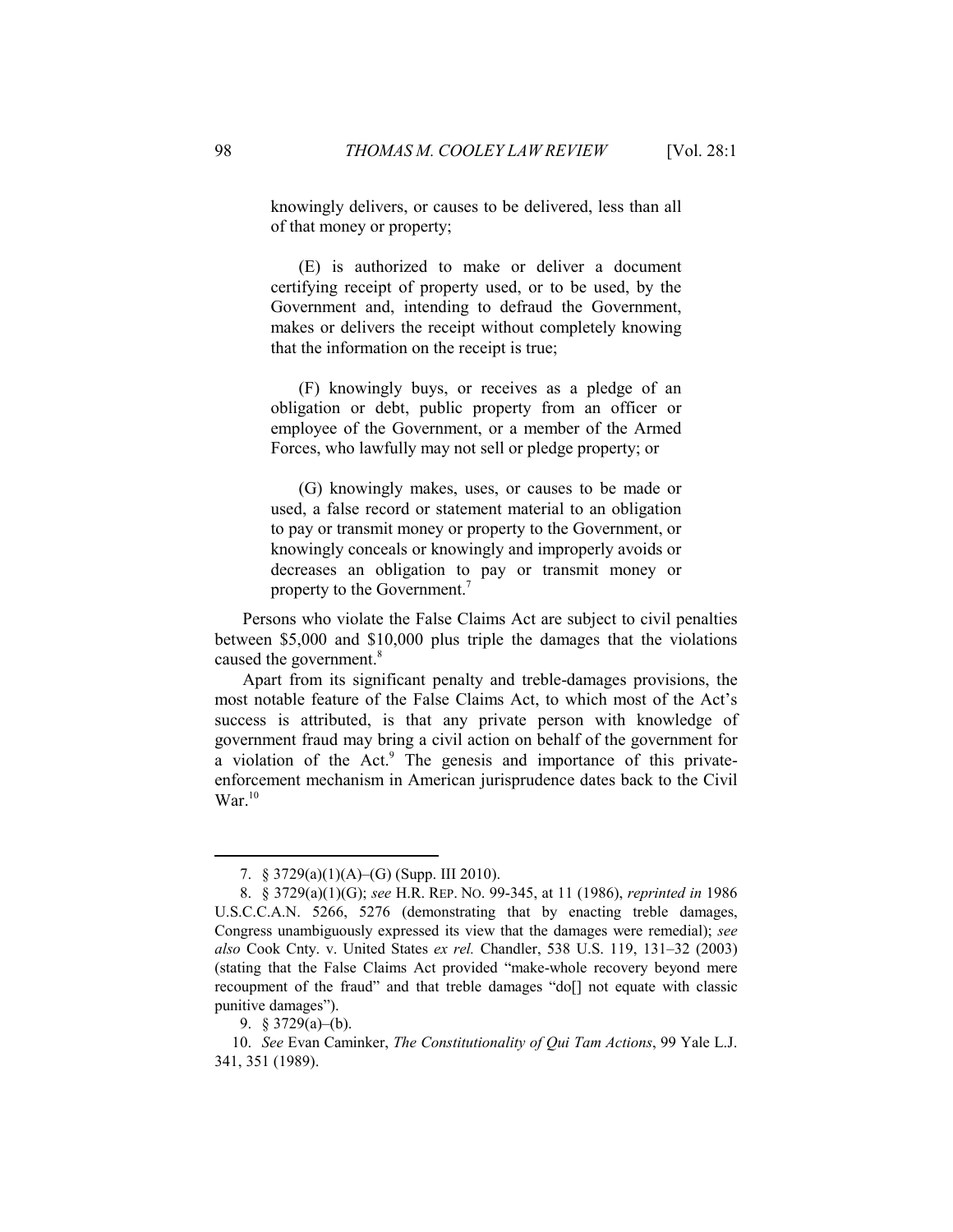> knowingly delivers, or causes to be delivered, less than all of that money or property;
>
> (E) is authorized to make or deliver a document certifying receipt of property used, or to be used, by the Government and, intending to defraud the Government, makes or delivers the receipt without completely knowing that the information on the receipt is true;
>
> (F) knowingly buys, or receives as a pledge of an obligation or debt, public property from an officer or employee of the Government, or a member of the Armed Forces, who lawfully may not sell or pledge property; or
>
> (G) knowingly makes, uses, or causes to be made or used, a false record or statement material to an obligation to pay or transmit money or property to the Government, or knowingly conceals or knowingly and improperly avoids or decreases an obligation to pay or transmit money or property to the Government.[7]

Persons who violate the False Claims Act are subject to civil penalties between $5,000 and $10,000 plus triple the damages that the violations caused the government.[8]

Apart from its significant penalty and treble-damages provisions, the most notable feature of the False Claims Act, to which most of the Act's success is attributed, is that any private person with knowledge of government fraud may bring a civil action on behalf of the government for a violation of the Act.[9] The genesis and importance of this private-enforcement mechanism in American jurisprudence dates back to the Civil War.[10]

---

7. § 3729(a)(1)(A)–(G) (Supp. III 2010).

8. § 3729(a)(1)(G); *see* H.R. REP. NO. 99-345, at 11 (1986), *reprinted in* 1986 U.S.C.C.A.N. 5266, 5276 (demonstrating that by enacting treble damages, Congress unambiguously expressed its view that the damages were remedial); *see also* Cook Cnty. v. United States *ex rel.* Chandler, 538 U.S. 119, 131–32 (2003) (stating that the False Claims Act provided "make-whole recovery beyond mere recoupment of the fraud" and that treble damages "do[] not equate with classic punitive damages").

9. § 3729(a)–(b).

10. *See* Evan Caminker, *The Constitutionality of Qui Tam Actions*, 99 Yale L.J. 341, 351 (1989).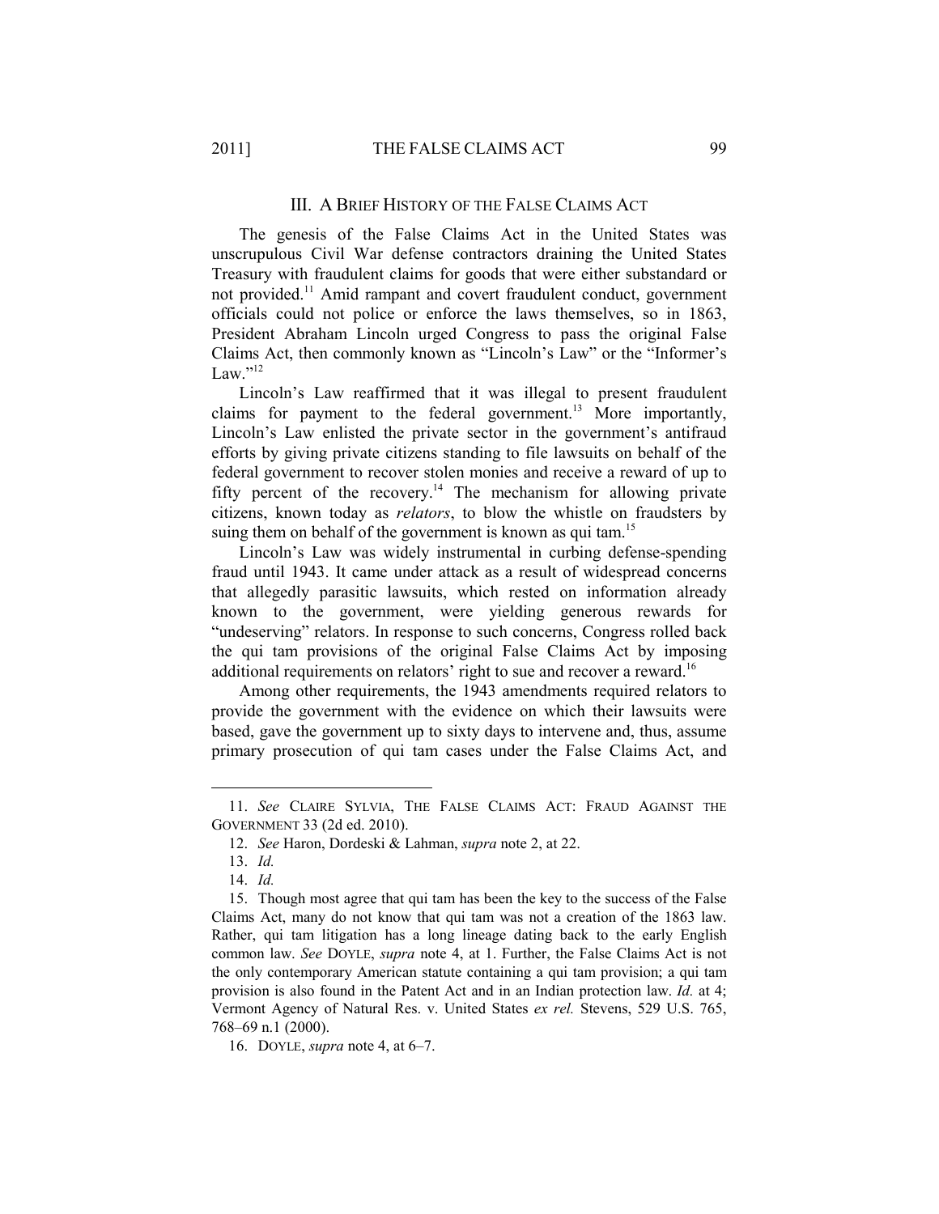## III. A Brief History of the False Claims Act

The genesis of the False Claims Act in the United States was unscrupulous Civil War defense contractors draining the United States Treasury with fraudulent claims for goods that were either substandard or not provided.[11] Amid rampant and covert fraudulent conduct, government officials could not police or enforce the laws themselves, so in 1863, President Abraham Lincoln urged Congress to pass the original False Claims Act, then commonly known as "Lincoln's Law" or the "Informer's Law."[12]

Lincoln's Law reaffirmed that it was illegal to present fraudulent claims for payment to the federal government.[13] More importantly, Lincoln's Law enlisted the private sector in the government's antifraud efforts by giving private citizens standing to file lawsuits on behalf of the federal government to recover stolen monies and receive a reward of up to fifty percent of the recovery.[14] The mechanism for allowing private citizens, known today as *relators*, to blow the whistle on fraudsters by suing them on behalf of the government is known as qui tam.[15]

Lincoln's Law was widely instrumental in curbing defense-spending fraud until 1943. It came under attack as a result of widespread concerns that allegedly parasitic lawsuits, which rested on information already known to the government, were yielding generous rewards for "undeserving" relators. In response to such concerns, Congress rolled back the qui tam provisions of the original False Claims Act by imposing additional requirements on relators' right to sue and recover a reward.[16]

Among other requirements, the 1943 amendments required relators to provide the government with the evidence on which their lawsuits were based, gave the government up to sixty days to intervene and, thus, assume primary prosecution of qui tam cases under the False Claims Act, and

---

11. *See* Claire Sylvia, The False Claims Act: Fraud Against the Government 33 (2d ed. 2010).

12. *See* Haron, Dordeski & Lahman, *supra* note 2, at 22.

13. *Id.*

14. *Id.*

15. Though most agree that qui tam has been the key to the success of the False Claims Act, many do not know that qui tam was not a creation of the 1863 law. Rather, qui tam litigation has a long lineage dating back to the early English common law. *See* Doyle, *supra* note 4, at 1. Further, the False Claims Act is not the only contemporary American statute containing a qui tam provision; a qui tam provision is also found in the Patent Act and in an Indian protection law. *Id.* at 4; Vermont Agency of Natural Res. v. United States *ex rel.* Stevens, 529 U.S. 765, 768–69 n.1 (2000).

16. Doyle, *supra* note 4, at 6–7.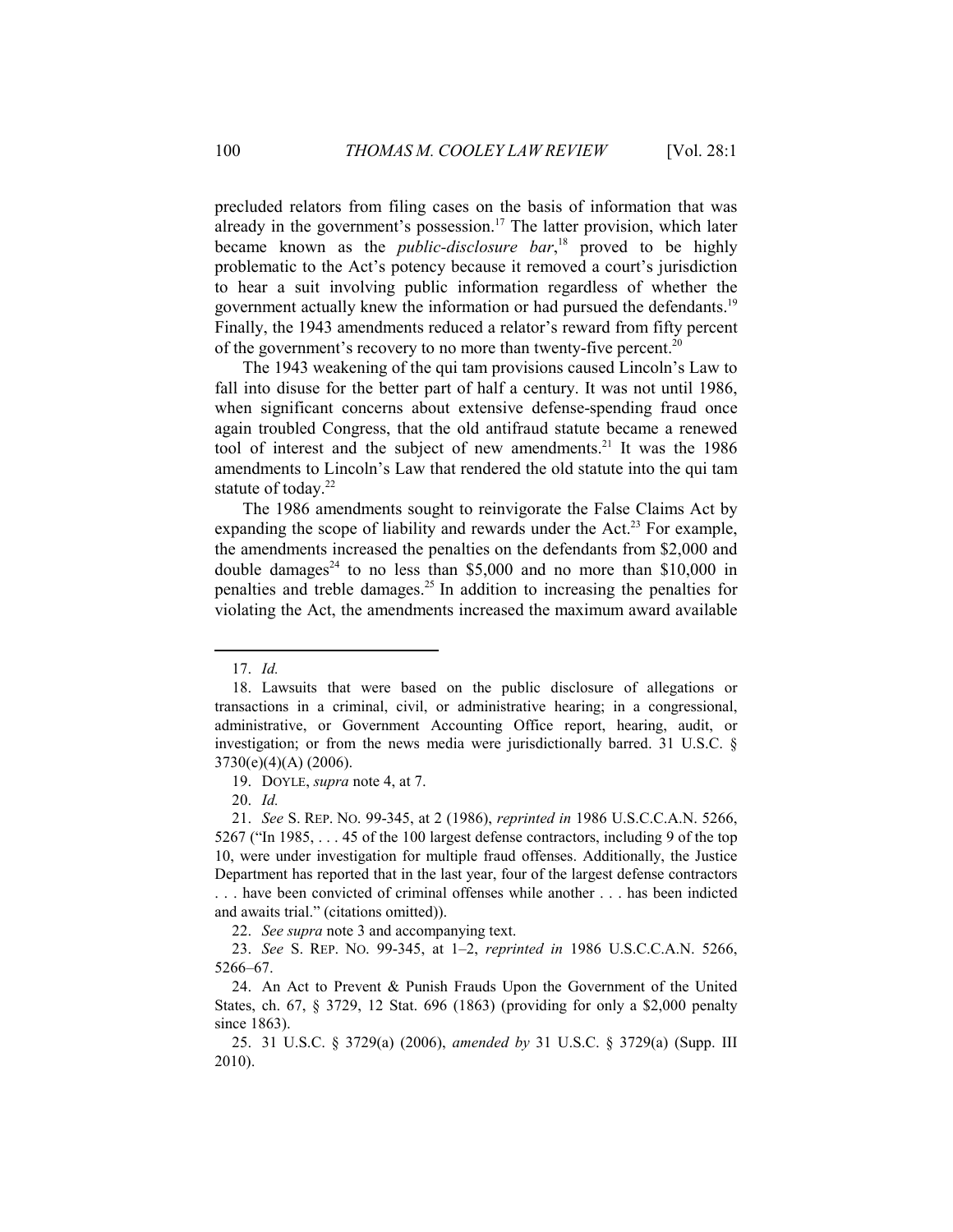precluded relators from filing cases on the basis of information that was already in the government's possession.[17] The latter provision, which later became known as the *public-disclosure bar*,[18] proved to be highly problematic to the Act's potency because it removed a court's jurisdiction to hear a suit involving public information regardless of whether the government actually knew the information or had pursued the defendants.[19] Finally, the 1943 amendments reduced a relator's reward from fifty percent of the government's recovery to no more than twenty-five percent.[20]

The 1943 weakening of the qui tam provisions caused Lincoln's Law to fall into disuse for the better part of half a century. It was not until 1986, when significant concerns about extensive defense-spending fraud once again troubled Congress, that the old antifraud statute became a renewed tool of interest and the subject of new amendments.[21] It was the 1986 amendments to Lincoln's Law that rendered the old statute into the qui tam statute of today.[22]

The 1986 amendments sought to reinvigorate the False Claims Act by expanding the scope of liability and rewards under the Act.[23] For example, the amendments increased the penalties on the defendants from $2,000 and double damages[24] to no less than $5,000 and no more than $10,000 in penalties and treble damages.[25] In addition to increasing the penalties for violating the Act, the amendments increased the maximum award available

---

17. *Id.*

18. Lawsuits that were based on the public disclosure of allegations or transactions in a criminal, civil, or administrative hearing; in a congressional, administrative, or Government Accounting Office report, hearing, audit, or investigation; or from the news media were jurisdictionally barred. 31 U.S.C. § 3730(e)(4)(A) (2006).

19. DOYLE, *supra* note 4, at 7.

20. *Id.*

21. *See* S. REP. NO. 99-345, at 2 (1986), *reprinted in* 1986 U.S.C.C.A.N. 5266, 5267 ("In 1985, . . . 45 of the 100 largest defense contractors, including 9 of the top 10, were under investigation for multiple fraud offenses. Additionally, the Justice Department has reported that in the last year, four of the largest defense contractors . . . have been convicted of criminal offenses while another . . . has been indicted and awaits trial." (citations omitted)).

22. *See supra* note 3 and accompanying text.

23. *See* S. REP. NO. 99-345, at 1–2, *reprinted in* 1986 U.S.C.C.A.N. 5266, 5266–67.

24. An Act to Prevent & Punish Frauds Upon the Government of the United States, ch. 67, § 3729, 12 Stat. 696 (1863) (providing for only a $2,000 penalty since 1863).

25. 31 U.S.C. § 3729(a) (2006), *amended by* 31 U.S.C. § 3729(a) (Supp. III 2010).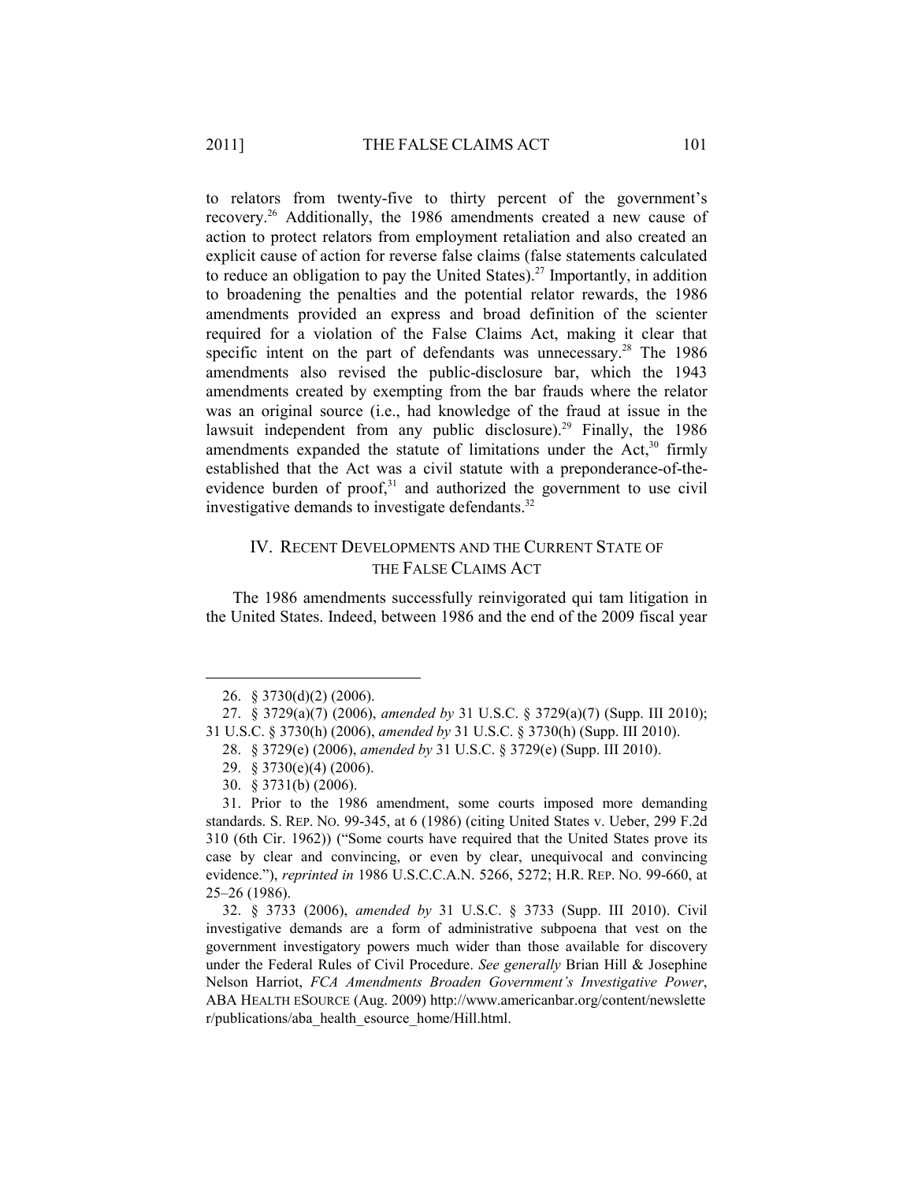to relators from twenty-five to thirty percent of the government's recovery.[26] Additionally, the 1986 amendments created a new cause of action to protect relators from employment retaliation and also created an explicit cause of action for reverse false claims (false statements calculated to reduce an obligation to pay the United States).[27] Importantly, in addition to broadening the penalties and the potential relator rewards, the 1986 amendments provided an express and broad definition of the scienter required for a violation of the False Claims Act, making it clear that specific intent on the part of defendants was unnecessary.[28] The 1986 amendments also revised the public-disclosure bar, which the 1943 amendments created by exempting from the bar frauds where the relator was an original source (i.e., had knowledge of the fraud at issue in the lawsuit independent from any public disclosure).[29] Finally, the 1986 amendments expanded the statute of limitations under the Act,[30] firmly established that the Act was a civil statute with a preponderance-of-the-evidence burden of proof,[31] and authorized the government to use civil investigative demands to investigate defendants.[32]

## IV. Recent Developments and the Current State of the False Claims Act

The 1986 amendments successfully reinvigorated qui tam litigation in the United States. Indeed, between 1986 and the end of the 2009 fiscal year

---

26. § 3730(d)(2) (2006).

27. § 3729(a)(7) (2006), *amended by* 31 U.S.C. § 3729(a)(7) (Supp. III 2010); 31 U.S.C. § 3730(h) (2006), *amended by* 31 U.S.C. § 3730(h) (Supp. III 2010).

28. § 3729(e) (2006), *amended by* 31 U.S.C. § 3729(e) (Supp. III 2010).

29. § 3730(e)(4) (2006).

30. § 3731(b) (2006).

31. Prior to the 1986 amendment, some courts imposed more demanding standards. S. Rep. No. 99-345, at 6 (1986) (citing United States v. Ueber, 299 F.2d 310 (6th Cir. 1962)) ("Some courts have required that the United States prove its case by clear and convincing, or even by clear, unequivocal and convincing evidence."), *reprinted in* 1986 U.S.C.C.A.N. 5266, 5272; H.R. Rep. No. 99-660, at 25–26 (1986).

32. § 3733 (2006), *amended by* 31 U.S.C. § 3733 (Supp. III 2010). Civil investigative demands are a form of administrative subpoena that vest on the government investigatory powers much wider than those available for discovery under the Federal Rules of Civil Procedure. *See generally* Brian Hill & Josephine Nelson Harriot, *FCA Amendments Broaden Government's Investigative Power*, ABA Health eSource (Aug. 2009) http://www.americanbar.org/content/newsletter/publications/aba_health_esource_home/Hill.html.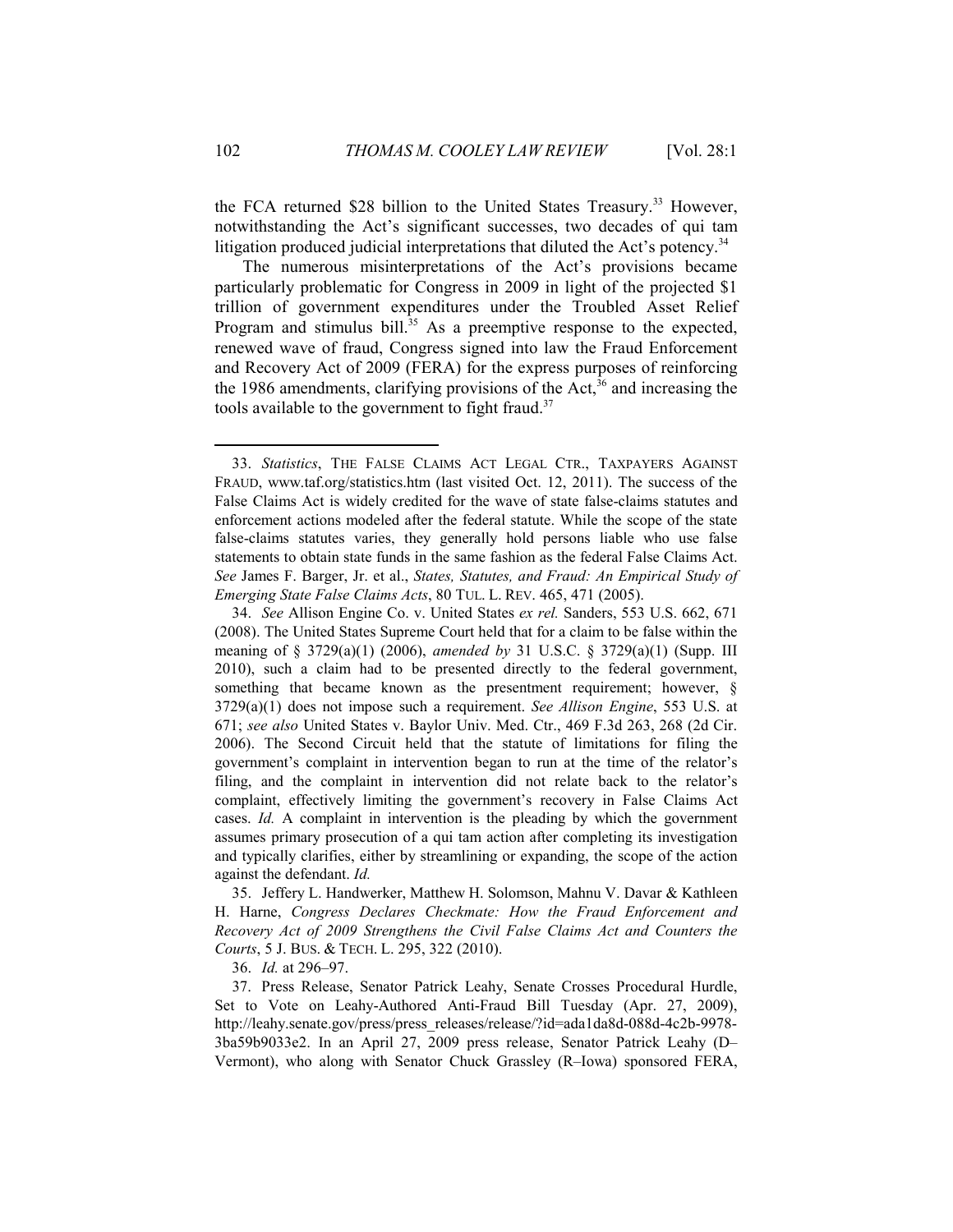the FCA returned $28 billion to the United States Treasury.[33] However, notwithstanding the Act's significant successes, two decades of qui tam litigation produced judicial interpretations that diluted the Act's potency.[34]

The numerous misinterpretations of the Act's provisions became particularly problematic for Congress in 2009 in light of the projected $1 trillion of government expenditures under the Troubled Asset Relief Program and stimulus bill.[35] As a preemptive response to the expected, renewed wave of fraud, Congress signed into law the Fraud Enforcement and Recovery Act of 2009 (FERA) for the express purposes of reinforcing the 1986 amendments, clarifying provisions of the Act,[36] and increasing the tools available to the government to fight fraud.[37]

---

33. *Statistics*, THE FALSE CLAIMS ACT LEGAL CTR., TAXPAYERS AGAINST FRAUD, www.taf.org/statistics.htm (last visited Oct. 12, 2011). The success of the False Claims Act is widely credited for the wave of state false-claims statutes and enforcement actions modeled after the federal statute. While the scope of the state false-claims statutes varies, they generally hold persons liable who use false statements to obtain state funds in the same fashion as the federal False Claims Act. *See* James F. Barger, Jr. et al., *States, Statutes, and Fraud: An Empirical Study of Emerging State False Claims Acts*, 80 TUL. L. REV. 465, 471 (2005).

34. *See* Allison Engine Co. v. United States *ex rel.* Sanders, 553 U.S. 662, 671 (2008). The United States Supreme Court held that for a claim to be false within the meaning of § 3729(a)(1) (2006), *amended by* 31 U.S.C. § 3729(a)(1) (Supp. III 2010), such a claim had to be presented directly to the federal government, something that became known as the presentment requirement; however, § 3729(a)(1) does not impose such a requirement. *See Allison Engine*, 553 U.S. at 671; *see also* United States v. Baylor Univ. Med. Ctr., 469 F.3d 263, 268 (2d Cir. 2006). The Second Circuit held that the statute of limitations for filing the government's complaint in intervention began to run at the time of the relator's filing, and the complaint in intervention did not relate back to the relator's complaint, effectively limiting the government's recovery in False Claims Act cases. *Id.* A complaint in intervention is the pleading by which the government assumes primary prosecution of a qui tam action after completing its investigation and typically clarifies, either by streamlining or expanding, the scope of the action against the defendant. *Id.*

35. Jeffery L. Handwerker, Matthew H. Solomson, Mahnu V. Davar & Kathleen H. Harne, *Congress Declares Checkmate: How the Fraud Enforcement and Recovery Act of 2009 Strengthens the Civil False Claims Act and Counters the Courts*, 5 J. BUS. & TECH. L. 295, 322 (2010).

36. *Id.* at 296–97.

37. Press Release, Senator Patrick Leahy, Senate Crosses Procedural Hurdle, Set to Vote on Leahy-Authored Anti-Fraud Bill Tuesday (Apr. 27, 2009), http://leahy.senate.gov/press/press_releases/release/?id=ada1da8d-088d-4c2b-9978-3ba59b9033e2. In an April 27, 2009 press release, Senator Patrick Leahy (D–Vermont), who along with Senator Chuck Grassley (R–Iowa) sponsored FERA,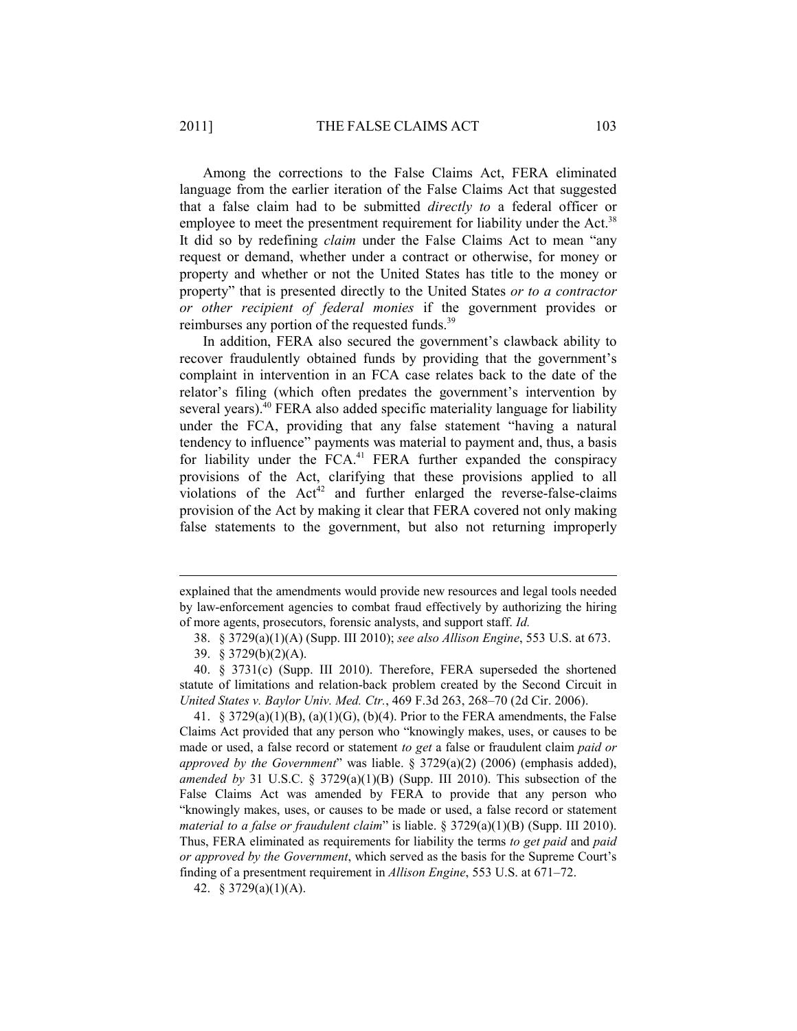Among the corrections to the False Claims Act, FERA eliminated language from the earlier iteration of the False Claims Act that suggested that a false claim had to be submitted *directly to* a federal officer or employee to meet the presentment requirement for liability under the Act.[38] It did so by redefining *claim* under the False Claims Act to mean "any request or demand, whether under a contract or otherwise, for money or property and whether or not the United States has title to the money or property" that is presented directly to the United States *or to a contractor or other recipient of federal monies* if the government provides or reimburses any portion of the requested funds.[39]

In addition, FERA also secured the government's clawback ability to recover fraudulently obtained funds by providing that the government's complaint in intervention in an FCA case relates back to the date of the relator's filing (which often predates the government's intervention by several years).[40] FERA also added specific materiality language for liability under the FCA, providing that any false statement "having a natural tendency to influence" payments was material to payment and, thus, a basis for liability under the FCA.[41] FERA further expanded the conspiracy provisions of the Act, clarifying that these provisions applied to all violations of the Act[42] and further enlarged the reverse-false-claims provision of the Act by making it clear that FERA covered not only making false statements to the government, but also not returning improperly

---

explained that the amendments would provide new resources and legal tools needed by law-enforcement agencies to combat fraud effectively by authorizing the hiring of more agents, prosecutors, forensic analysts, and support staff. *Id.*

38. § 3729(a)(1)(A) (Supp. III 2010); *see also Allison Engine*, 553 U.S. at 673.

39. § 3729(b)(2)(A).

40. § 3731(c) (Supp. III 2010). Therefore, FERA superseded the shortened statute of limitations and relation-back problem created by the Second Circuit in *United States v. Baylor Univ. Med. Ctr.*, 469 F.3d 263, 268–70 (2d Cir. 2006).

41. § 3729(a)(1)(B), (a)(1)(G), (b)(4). Prior to the FERA amendments, the False Claims Act provided that any person who "knowingly makes, uses, or causes to be made or used, a false record or statement *to get* a false or fraudulent claim *paid or approved by the Government*" was liable. § 3729(a)(2) (2006) (emphasis added), *amended by* 31 U.S.C. § 3729(a)(1)(B) (Supp. III 2010). This subsection of the False Claims Act was amended by FERA to provide that any person who "knowingly makes, uses, or causes to be made or used, a false record or statement *material to a false or fraudulent claim*" is liable. § 3729(a)(1)(B) (Supp. III 2010). Thus, FERA eliminated as requirements for liability the terms *to get paid* and *paid or approved by the Government*, which served as the basis for the Supreme Court's finding of a presentment requirement in *Allison Engine*, 553 U.S. at 671–72.

42. § 3729(a)(1)(A).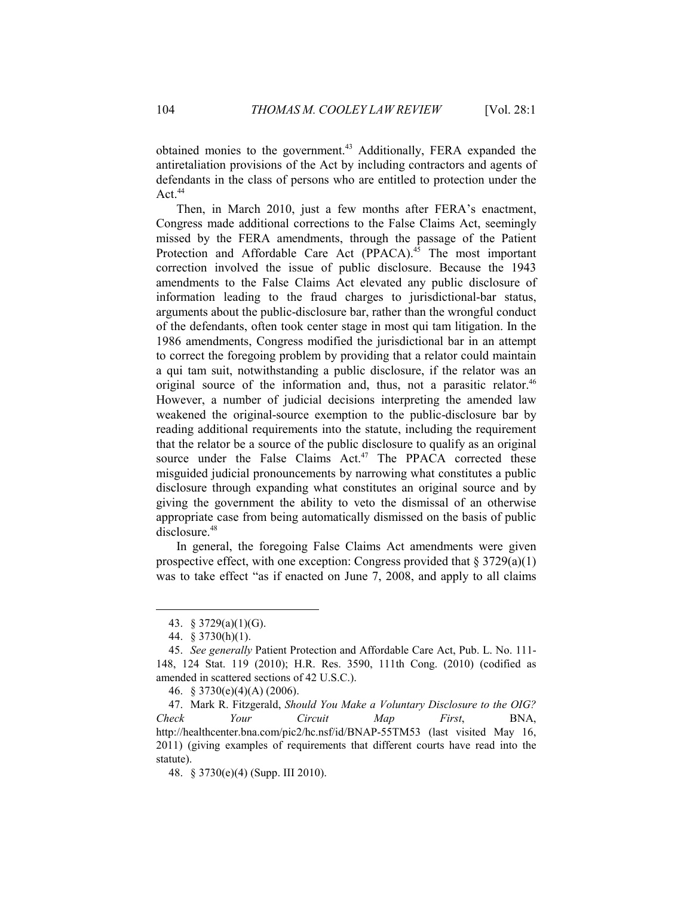obtained monies to the government.[43] Additionally, FERA expanded the antiretaliation provisions of the Act by including contractors and agents of defendants in the class of persons who are entitled to protection under the Act.[44]

Then, in March 2010, just a few months after FERA's enactment, Congress made additional corrections to the False Claims Act, seemingly missed by the FERA amendments, through the passage of the Patient Protection and Affordable Care Act (PPACA).[45] The most important correction involved the issue of public disclosure. Because the 1943 amendments to the False Claims Act elevated any public disclosure of information leading to the fraud charges to jurisdictional-bar status, arguments about the public-disclosure bar, rather than the wrongful conduct of the defendants, often took center stage in most qui tam litigation. In the 1986 amendments, Congress modified the jurisdictional bar in an attempt to correct the foregoing problem by providing that a relator could maintain a qui tam suit, notwithstanding a public disclosure, if the relator was an original source of the information and, thus, not a parasitic relator.[46] However, a number of judicial decisions interpreting the amended law weakened the original-source exemption to the public-disclosure bar by reading additional requirements into the statute, including the requirement that the relator be a source of the public disclosure to qualify as an original source under the False Claims Act.[47] The PPACA corrected these misguided judicial pronouncements by narrowing what constitutes a public disclosure through expanding what constitutes an original source and by giving the government the ability to veto the dismissal of an otherwise appropriate case from being automatically dismissed on the basis of public disclosure.[48]

In general, the foregoing False Claims Act amendments were given prospective effect, with one exception: Congress provided that § 3729(a)(1) was to take effect "as if enacted on June 7, 2008, and apply to all claims

---

43. § 3729(a)(1)(G).

44. § 3730(h)(1).

45. *See generally* Patient Protection and Affordable Care Act, Pub. L. No. 111-148, 124 Stat. 119 (2010); H.R. Res. 3590, 111th Cong. (2010) (codified as amended in scattered sections of 42 U.S.C.).

46. § 3730(e)(4)(A) (2006).

47. Mark R. Fitzgerald, *Should You Make a Voluntary Disclosure to the OIG? Check Your Circuit Map First*, BNA, http://healthcenter.bna.com/pic2/hc.nsf/id/BNAP-55TM53 (last visited May 16, 2011) (giving examples of requirements that different courts have read into the statute).

48. § 3730(e)(4) (Supp. III 2010).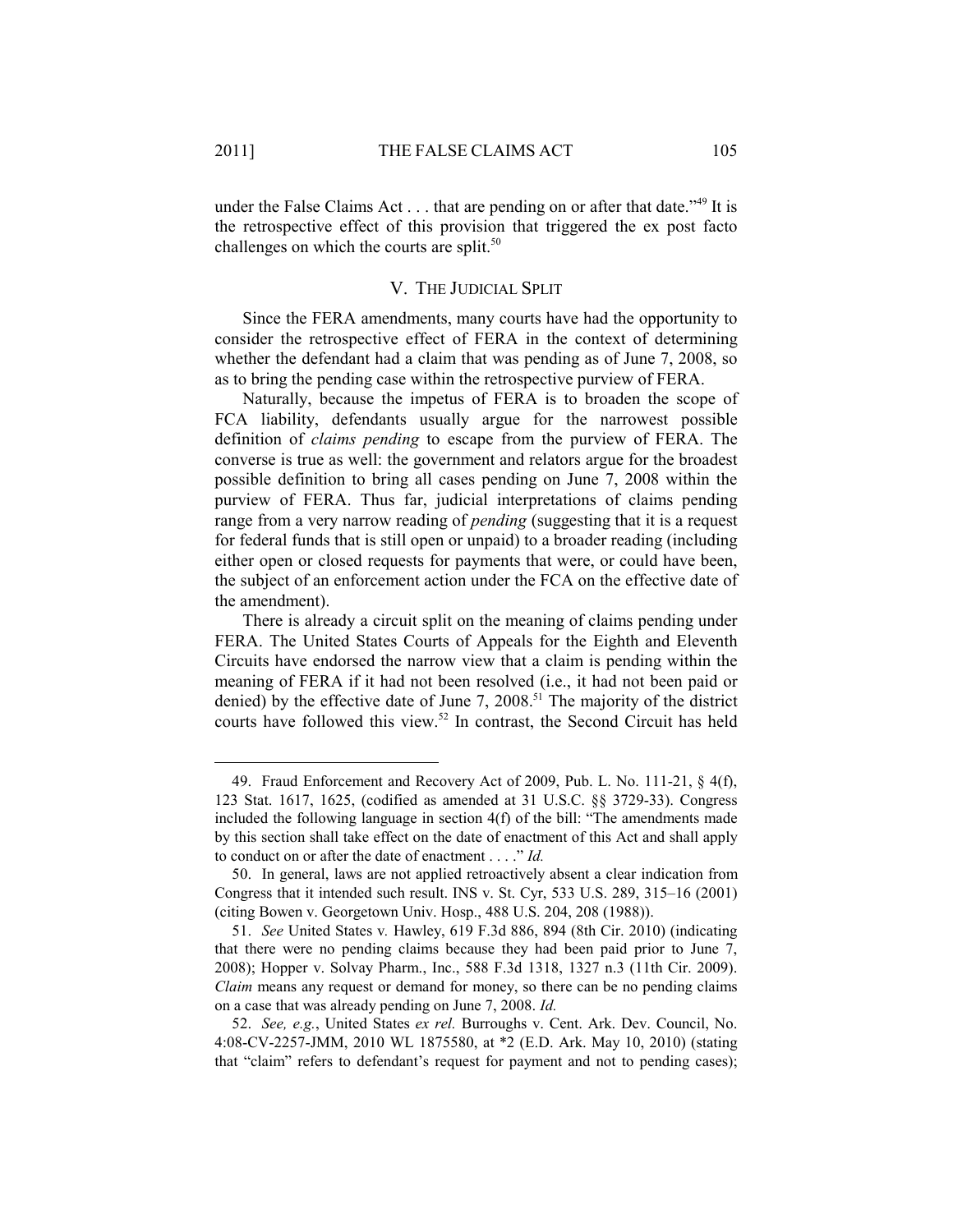under the False Claims Act . . . that are pending on or after that date."[49] It is the retrospective effect of this provision that triggered the ex post facto challenges on which the courts are split.[50]

## V. THE JUDICIAL SPLIT

Since the FERA amendments, many courts have had the opportunity to consider the retrospective effect of FERA in the context of determining whether the defendant had a claim that was pending as of June 7, 2008, so as to bring the pending case within the retrospective purview of FERA.

Naturally, because the impetus of FERA is to broaden the scope of FCA liability, defendants usually argue for the narrowest possible definition of *claims pending* to escape from the purview of FERA. The converse is true as well: the government and relators argue for the broadest possible definition to bring all cases pending on June 7, 2008 within the purview of FERA. Thus far, judicial interpretations of claims pending range from a very narrow reading of *pending* (suggesting that it is a request for federal funds that is still open or unpaid) to a broader reading (including either open or closed requests for payments that were, or could have been, the subject of an enforcement action under the FCA on the effective date of the amendment).

There is already a circuit split on the meaning of claims pending under FERA. The United States Courts of Appeals for the Eighth and Eleventh Circuits have endorsed the narrow view that a claim is pending within the meaning of FERA if it had not been resolved (i.e., it had not been paid or denied) by the effective date of June 7, 2008.[51] The majority of the district courts have followed this view.[52] In contrast, the Second Circuit has held

---

49. Fraud Enforcement and Recovery Act of 2009, Pub. L. No. 111-21, § 4(f), 123 Stat. 1617, 1625, (codified as amended at 31 U.S.C. §§ 3729-33). Congress included the following language in section 4(f) of the bill: "The amendments made by this section shall take effect on the date of enactment of this Act and shall apply to conduct on or after the date of enactment . . . ." *Id.*

50. In general, laws are not applied retroactively absent a clear indication from Congress that it intended such result. INS v. St. Cyr, 533 U.S. 289, 315–16 (2001) (citing Bowen v. Georgetown Univ. Hosp., 488 U.S. 204, 208 (1988)).

51. *See* United States *v.* Hawley, 619 F.3d 886, 894 (8th Cir. 2010) (indicating that there were no pending claims because they had been paid prior to June 7, 2008); Hopper v. Solvay Pharm., Inc., 588 F.3d 1318, 1327 n.3 (11th Cir. 2009). *Claim* means any request or demand for money, so there can be no pending claims on a case that was already pending on June 7, 2008. *Id.*

52. *See, e.g.*, United States *ex rel.* Burroughs v. Cent. Ark. Dev. Council, No. 4:08-CV-2257-JMM, 2010 WL 1875580, at *2 (E.D. Ark. May 10, 2010) (stating that "claim" refers to defendant's request for payment and not to pending cases);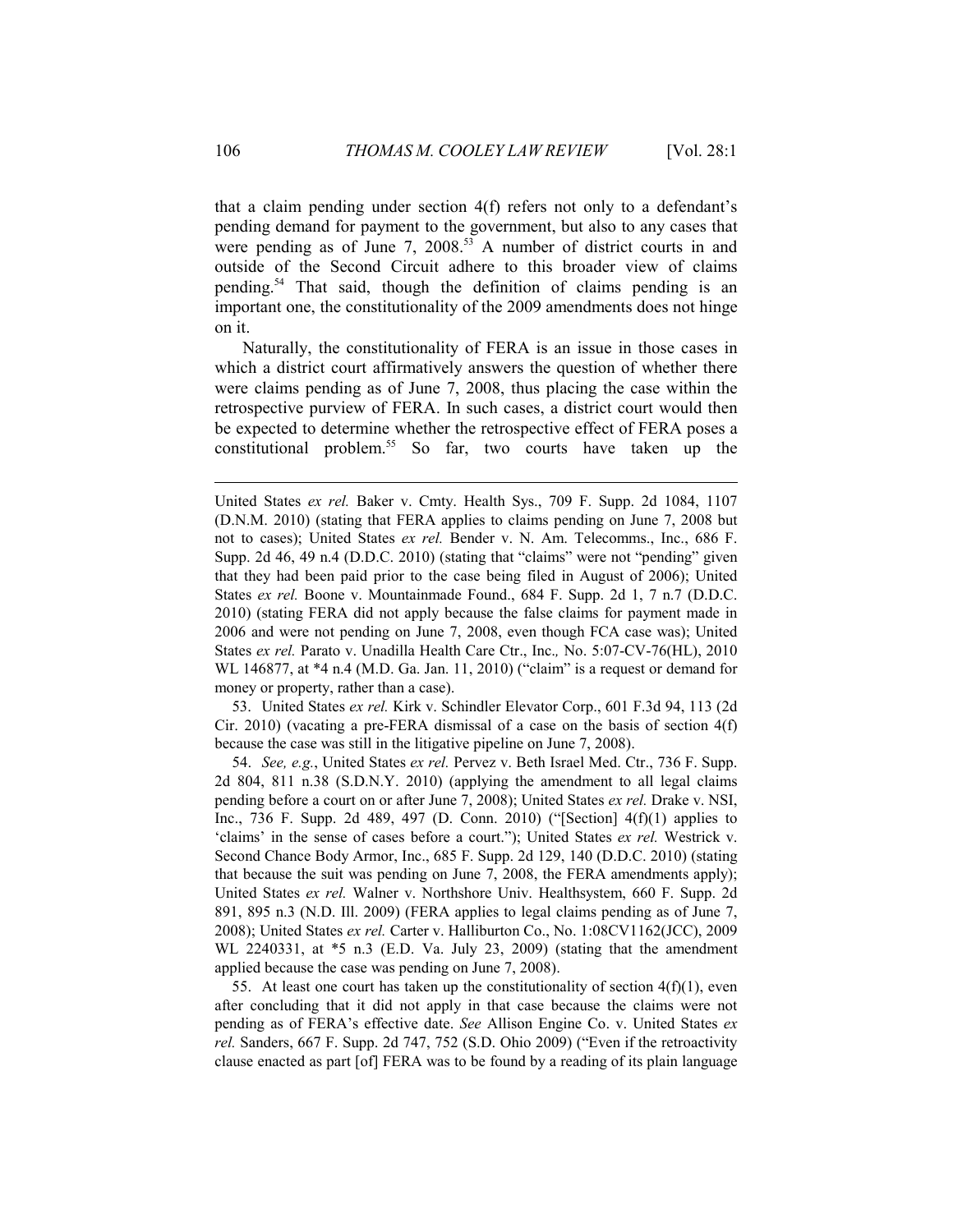that a claim pending under section 4(f) refers not only to a defendant's pending demand for payment to the government, but also to any cases that were pending as of June 7, 2008.[53] A number of district courts in and outside of the Second Circuit adhere to this broader view of claims pending.[54] That said, though the definition of claims pending is an important one, the constitutionality of the 2009 amendments does not hinge on it.

Naturally, the constitutionality of FERA is an issue in those cases in which a district court affirmatively answers the question of whether there were claims pending as of June 7, 2008, thus placing the case within the retrospective purview of FERA. In such cases, a district court would then be expected to determine whether the retrospective effect of FERA poses a constitutional problem.[55] So far, two courts have taken up the

---

United States *ex rel.* Baker v. Cmty. Health Sys., 709 F. Supp. 2d 1084, 1107 (D.N.M. 2010) (stating that FERA applies to claims pending on June 7, 2008 but not to cases); United States *ex rel.* Bender v. N. Am. Telecomms., Inc., 686 F. Supp. 2d 46, 49 n.4 (D.D.C. 2010) (stating that "claims" were not "pending" given that they had been paid prior to the case being filed in August of 2006); United States *ex rel.* Boone v. Mountainmade Found., 684 F. Supp. 2d 1, 7 n.7 (D.D.C. 2010) (stating FERA did not apply because the false claims for payment made in 2006 and were not pending on June 7, 2008, even though FCA case was); United States *ex rel.* Parato v. Unadilla Health Care Ctr., Inc.*,* No. 5:07-CV-76(HL), 2010 WL 146877, at *4 n.4 (M.D. Ga. Jan. 11, 2010) ("claim" is a request or demand for money or property, rather than a case).

53. United States *ex rel.* Kirk v. Schindler Elevator Corp., 601 F.3d 94, 113 (2d Cir. 2010) (vacating a pre-FERA dismissal of a case on the basis of section 4(f) because the case was still in the litigative pipeline on June 7, 2008).

54. *See, e.g.*, United States *ex rel.* Pervez v. Beth Israel Med. Ctr., 736 F. Supp. 2d 804, 811 n.38 (S.D.N.Y. 2010) (applying the amendment to all legal claims pending before a court on or after June 7, 2008); United States *ex rel.* Drake v. NSI, Inc., 736 F. Supp. 2d 489, 497 (D. Conn. 2010) ("[Section] 4(f)(1) applies to 'claims' in the sense of cases before a court."); United States *ex rel.* Westrick v. Second Chance Body Armor, Inc., 685 F. Supp. 2d 129, 140 (D.D.C. 2010) (stating that because the suit was pending on June 7, 2008, the FERA amendments apply); United States *ex rel.* Walner v. Northshore Univ. Healthsystem, 660 F. Supp. 2d 891, 895 n.3 (N.D. Ill. 2009) (FERA applies to legal claims pending as of June 7, 2008); United States *ex rel.* Carter v. Halliburton Co., No. 1:08CV1162(JCC), 2009 WL 2240331, at *5 n.3 (E.D. Va. July 23, 2009) (stating that the amendment applied because the case was pending on June 7, 2008).

55. At least one court has taken up the constitutionality of section 4(f)(1), even after concluding that it did not apply in that case because the claims were not pending as of FERA's effective date. *See* Allison Engine Co. v. United States *ex rel.* Sanders, 667 F. Supp. 2d 747, 752 (S.D. Ohio 2009) ("Even if the retroactivity clause enacted as part [of] FERA was to be found by a reading of its plain language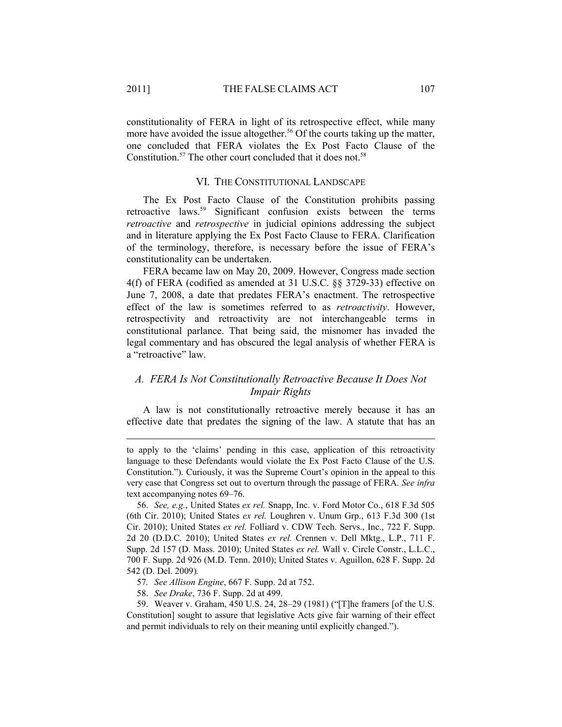constitutionality of FERA in light of its retrospective effect, while many more have avoided the issue altogether.[56] Of the courts taking up the matter, one concluded that FERA violates the Ex Post Facto Clause of the Constitution.[57] The other court concluded that it does not.[58]

## VI. THE CONSTITUTIONAL LANDSCAPE

The Ex Post Facto Clause of the Constitution prohibits passing retroactive laws.[59] Significant confusion exists between the terms *retroactive* and *retrospective* in judicial opinions addressing the subject and in literature applying the Ex Post Facto Clause to FERA. Clarification of the terminology, therefore, is necessary before the issue of FERA's constitutionality can be undertaken.

FERA became law on May 20, 2009. However, Congress made section 4(f) of FERA (codified as amended at 31 U.S.C. §§ 3729-33) effective on June 7, 2008, a date that predates FERA's enactment. The retrospective effect of the law is sometimes referred to as *retroactivity*. However, retrospectivity and retroactivity are not interchangeable terms in constitutional parlance. That being said, the misnomer has invaded the legal commentary and has obscured the legal analysis of whether FERA is a "retroactive" law.

### *A. FERA Is Not Constitutionally Retroactive Because It Does Not Impair Rights*

A law is not constitutionally retroactive merely because it has an effective date that predates the signing of the law. A statute that has an

---

to apply to the 'claims' pending in this case, application of this retroactivity language to these Defendants would violate the Ex Post Facto Clause of the U.S. Constitution."). Curiously, it was the Supreme Court's opinion in the appeal to this very case that Congress set out to overturn through the passage of FERA. *See infra* text accompanying notes 69–76.

56. *See, e.g.*, United States *ex rel.* Snapp, Inc. v. Ford Motor Co., 618 F.3d 505 (6th Cir. 2010); United States *ex rel.* Loughren v. Unum Grp., 613 F.3d 300 (1st Cir. 2010); United States *ex rel.* Folliard v. CDW Tech. Servs., Inc., 722 F. Supp. 2d 20 (D.D.C. 2010); United States *ex rel.* Crennen v. Dell Mktg., L.P., 711 F. Supp. 2d 157 (D. Mass. 2010); United States *ex rel.* Wall v. Circle Constr., L.L.C., 700 F. Supp. 2d 926 (M.D. Tenn. 2010); United States v. Aguillon, 628 F. Supp. 2d 542 (D. Del. 2009).

57. *See Allison Engine*, 667 F. Supp. 2d at 752.

58. *See Drake*, 736 F. Supp. 2d at 499.

59. Weaver v. Graham, 450 U.S. 24, 28–29 (1981) ("[T]he framers [of the U.S. Constitution] sought to assure that legislative Acts give fair warning of their effect and permit individuals to rely on their meaning until explicitly changed.").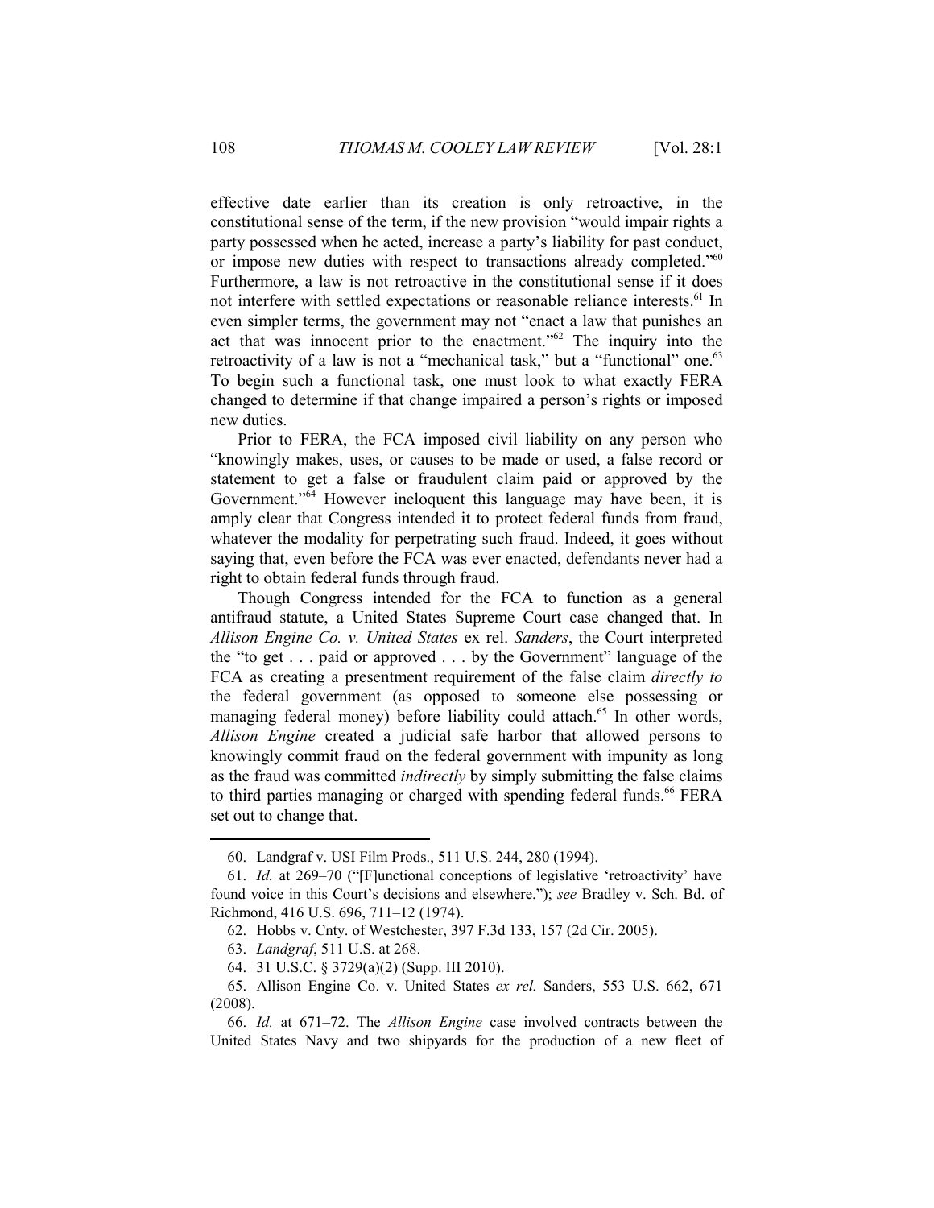effective date earlier than its creation is only retroactive, in the constitutional sense of the term, if the new provision "would impair rights a party possessed when he acted, increase a party's liability for past conduct, or impose new duties with respect to transactions already completed."[60] Furthermore, a law is not retroactive in the constitutional sense if it does not interfere with settled expectations or reasonable reliance interests.[61] In even simpler terms, the government may not "enact a law that punishes an act that was innocent prior to the enactment."[62] The inquiry into the retroactivity of a law is not a "mechanical task," but a "functional" one.[63] To begin such a functional task, one must look to what exactly FERA changed to determine if that change impaired a person's rights or imposed new duties.

Prior to FERA, the FCA imposed civil liability on any person who "knowingly makes, uses, or causes to be made or used, a false record or statement to get a false or fraudulent claim paid or approved by the Government."[64] However ineloquent this language may have been, it is amply clear that Congress intended it to protect federal funds from fraud, whatever the modality for perpetrating such fraud. Indeed, it goes without saying that, even before the FCA was ever enacted, defendants never had a right to obtain federal funds through fraud.

Though Congress intended for the FCA to function as a general antifraud statute, a United States Supreme Court case changed that. In *Allison Engine Co. v. United States* ex rel. *Sanders*, the Court interpreted the "to get . . . paid or approved . . . by the Government" language of the FCA as creating a presentment requirement of the false claim *directly to* the federal government (as opposed to someone else possessing or managing federal money) before liability could attach.[65] In other words, *Allison Engine* created a judicial safe harbor that allowed persons to knowingly commit fraud on the federal government with impunity as long as the fraud was committed *indirectly* by simply submitting the false claims to third parties managing or charged with spending federal funds.[66] FERA set out to change that.

---

60. Landgraf v. USI Film Prods., 511 U.S. 244, 280 (1994).

61. *Id.* at 269–70 ("[F]unctional conceptions of legislative 'retroactivity' have found voice in this Court's decisions and elsewhere."); *see* Bradley v. Sch. Bd. of Richmond, 416 U.S. 696, 711–12 (1974).

62. Hobbs v. Cnty. of Westchester, 397 F.3d 133, 157 (2d Cir. 2005).

63. *Landgraf*, 511 U.S. at 268.

64. 31 U.S.C. § 3729(a)(2) (Supp. III 2010).

65. Allison Engine Co. v. United States *ex rel.* Sanders, 553 U.S. 662, 671 (2008).

66. *Id.* at 671–72. The *Allison Engine* case involved contracts between the United States Navy and two shipyards for the production of a new fleet of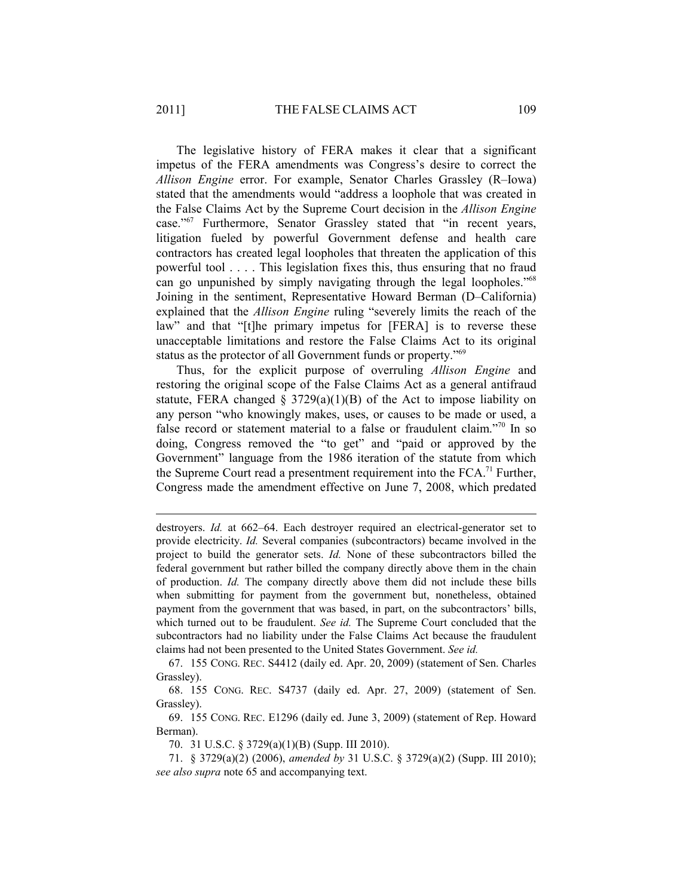The legislative history of FERA makes it clear that a significant impetus of the FERA amendments was Congress's desire to correct the *Allison Engine* error. For example, Senator Charles Grassley (R–Iowa) stated that the amendments would "address a loophole that was created in the False Claims Act by the Supreme Court decision in the *Allison Engine* case."[67] Furthermore, Senator Grassley stated that "in recent years, litigation fueled by powerful Government defense and health care contractors has created legal loopholes that threaten the application of this powerful tool . . . . This legislation fixes this, thus ensuring that no fraud can go unpunished by simply navigating through the legal loopholes."[68] Joining in the sentiment, Representative Howard Berman (D–California) explained that the *Allison Engine* ruling "severely limits the reach of the law" and that "[t]he primary impetus for [FERA] is to reverse these unacceptable limitations and restore the False Claims Act to its original status as the protector of all Government funds or property."[69]

Thus, for the explicit purpose of overruling *Allison Engine* and restoring the original scope of the False Claims Act as a general antifraud statute, FERA changed § 3729(a)(1)(B) of the Act to impose liability on any person "who knowingly makes, uses, or causes to be made or used, a false record or statement material to a false or fraudulent claim."[70] In so doing, Congress removed the "to get" and "paid or approved by the Government" language from the 1986 iteration of the statute from which the Supreme Court read a presentment requirement into the FCA.[71] Further, Congress made the amendment effective on June 7, 2008, which predated

---

destroyers. *Id.* at 662–64. Each destroyer required an electrical-generator set to provide electricity. *Id.* Several companies (subcontractors) became involved in the project to build the generator sets. *Id.* None of these subcontractors billed the federal government but rather billed the company directly above them in the chain of production. *Id.* The company directly above them did not include these bills when submitting for payment from the government but, nonetheless, obtained payment from the government that was based, in part, on the subcontractors' bills, which turned out to be fraudulent. *See id.* The Supreme Court concluded that the subcontractors had no liability under the False Claims Act because the fraudulent claims had not been presented to the United States Government. *See id.*

67. 155 CONG. REC. S4412 (daily ed. Apr. 20, 2009) (statement of Sen. Charles Grassley).

68. 155 CONG. REC. S4737 (daily ed. Apr. 27, 2009) (statement of Sen. Grassley).

69. 155 CONG. REC. E1296 (daily ed. June 3, 2009) (statement of Rep. Howard Berman).

70. 31 U.S.C. § 3729(a)(1)(B) (Supp. III 2010).

71. § 3729(a)(2) (2006), *amended by* 31 U.S.C. § 3729(a)(2) (Supp. III 2010); *see also supra* note 65 and accompanying text.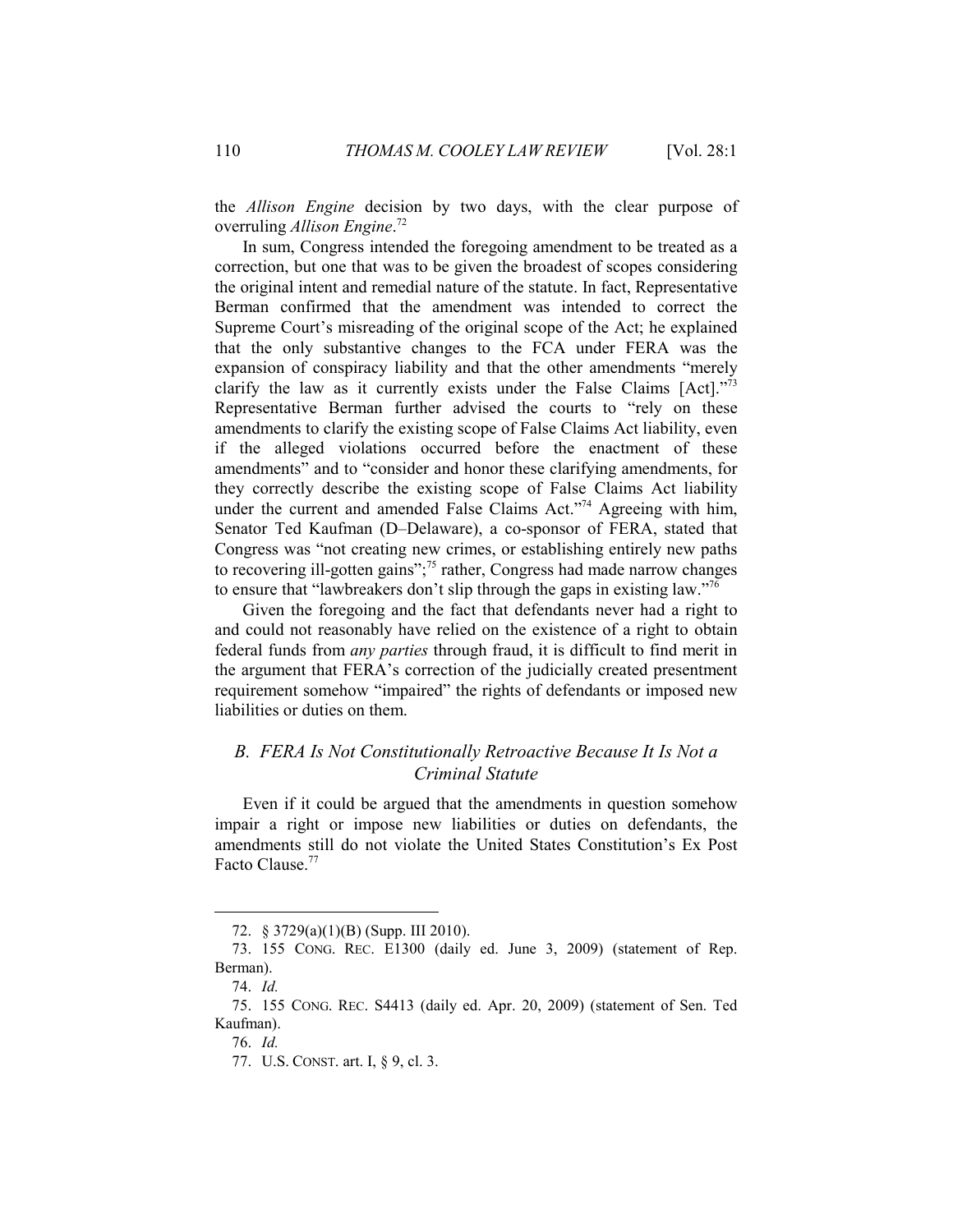the *Allison Engine* decision by two days, with the clear purpose of overruling *Allison Engine*.[72]

In sum, Congress intended the foregoing amendment to be treated as a correction, but one that was to be given the broadest of scopes considering the original intent and remedial nature of the statute. In fact, Representative Berman confirmed that the amendment was intended to correct the Supreme Court's misreading of the original scope of the Act; he explained that the only substantive changes to the FCA under FERA was the expansion of conspiracy liability and that the other amendments "merely clarify the law as it currently exists under the False Claims [Act]."[73] Representative Berman further advised the courts to "rely on these amendments to clarify the existing scope of False Claims Act liability, even if the alleged violations occurred before the enactment of these amendments" and to "consider and honor these clarifying amendments, for they correctly describe the existing scope of False Claims Act liability under the current and amended False Claims Act."[74] Agreeing with him, Senator Ted Kaufman (D–Delaware), a co-sponsor of FERA, stated that Congress was "not creating new crimes, or establishing entirely new paths to recovering ill-gotten gains";[75] rather, Congress had made narrow changes to ensure that "lawbreakers don't slip through the gaps in existing law."[76]

Given the foregoing and the fact that defendants never had a right to and could not reasonably have relied on the existence of a right to obtain federal funds from *any parties* through fraud, it is difficult to find merit in the argument that FERA's correction of the judicially created presentment requirement somehow "impaired" the rights of defendants or imposed new liabilities or duties on them.

## *B. FERA Is Not Constitutionally Retroactive Because It Is Not a Criminal Statute*

Even if it could be argued that the amendments in question somehow impair a right or impose new liabilities or duties on defendants, the amendments still do not violate the United States Constitution's Ex Post Facto Clause.[77]

---

72. § 3729(a)(1)(B) (Supp. III 2010).

73. 155 CONG. REC. E1300 (daily ed. June 3, 2009) (statement of Rep. Berman).

74. *Id.*

75. 155 CONG. REC. S4413 (daily ed. Apr. 20, 2009) (statement of Sen. Ted Kaufman).

76. *Id.*

77. U.S. CONST. art. I, § 9, cl. 3.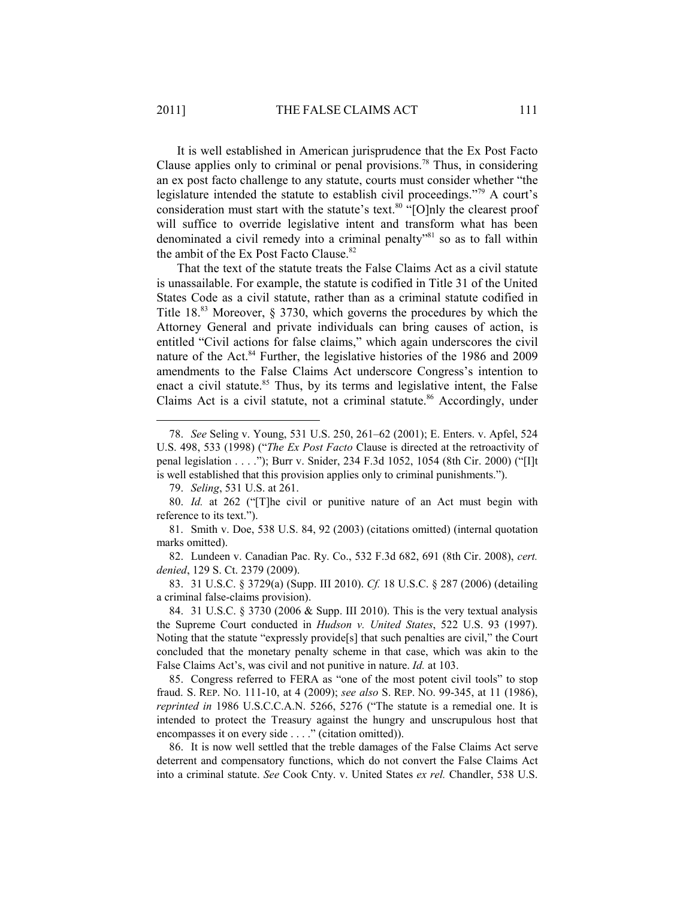It is well established in American jurisprudence that the Ex Post Facto Clause applies only to criminal or penal provisions.[78] Thus, in considering an ex post facto challenge to any statute, courts must consider whether "the legislature intended the statute to establish civil proceedings."[79] A court's consideration must start with the statute's text.[80] "[O]nly the clearest proof will suffice to override legislative intent and transform what has been denominated a civil remedy into a criminal penalty"[81] so as to fall within the ambit of the Ex Post Facto Clause.[82]

That the text of the statute treats the False Claims Act as a civil statute is unassailable. For example, the statute is codified in Title 31 of the United States Code as a civil statute, rather than as a criminal statute codified in Title 18.[83] Moreover, § 3730, which governs the procedures by which the Attorney General and private individuals can bring causes of action, is entitled "Civil actions for false claims," which again underscores the civil nature of the Act.[84] Further, the legislative histories of the 1986 and 2009 amendments to the False Claims Act underscore Congress's intention to enact a civil statute.[85] Thus, by its terms and legislative intent, the False Claims Act is a civil statute, not a criminal statute.[86] Accordingly, under

---

78. *See* Seling v. Young, 531 U.S. 250, 261–62 (2001); E. Enters. v. Apfel, 524 U.S. 498, 533 (1998) ("*The Ex Post Facto* Clause is directed at the retroactivity of penal legislation . . . ."); Burr v. Snider, 234 F.3d 1052, 1054 (8th Cir. 2000) ("[I]t is well established that this provision applies only to criminal punishments.").

79. *Seling*, 531 U.S. at 261.

80. *Id.* at 262 ("[T]he civil or punitive nature of an Act must begin with reference to its text.").

81. Smith v. Doe, 538 U.S. 84, 92 (2003) (citations omitted) (internal quotation marks omitted).

82. Lundeen v. Canadian Pac. Ry. Co., 532 F.3d 682, 691 (8th Cir. 2008), *cert. denied*, 129 S. Ct. 2379 (2009).

83. 31 U.S.C. § 3729(a) (Supp. III 2010). *Cf.* 18 U.S.C. § 287 (2006) (detailing a criminal false-claims provision).

84. 31 U.S.C. § 3730 (2006 & Supp. III 2010). This is the very textual analysis the Supreme Court conducted in *Hudson v. United States*, 522 U.S. 93 (1997). Noting that the statute "expressly provide[s] that such penalties are civil," the Court concluded that the monetary penalty scheme in that case, which was akin to the False Claims Act's, was civil and not punitive in nature. *Id.* at 103.

85. Congress referred to FERA as "one of the most potent civil tools" to stop fraud. S. REP. NO. 111-10, at 4 (2009); *see also* S. REP. NO. 99-345, at 11 (1986), *reprinted in* 1986 U.S.C.C.A.N. 5266, 5276 ("The statute is a remedial one. It is intended to protect the Treasury against the hungry and unscrupulous host that encompasses it on every side . . . ." (citation omitted)).

86. It is now well settled that the treble damages of the False Claims Act serve deterrent and compensatory functions, which do not convert the False Claims Act into a criminal statute. *See* Cook Cnty. v. United States *ex rel.* Chandler, 538 U.S.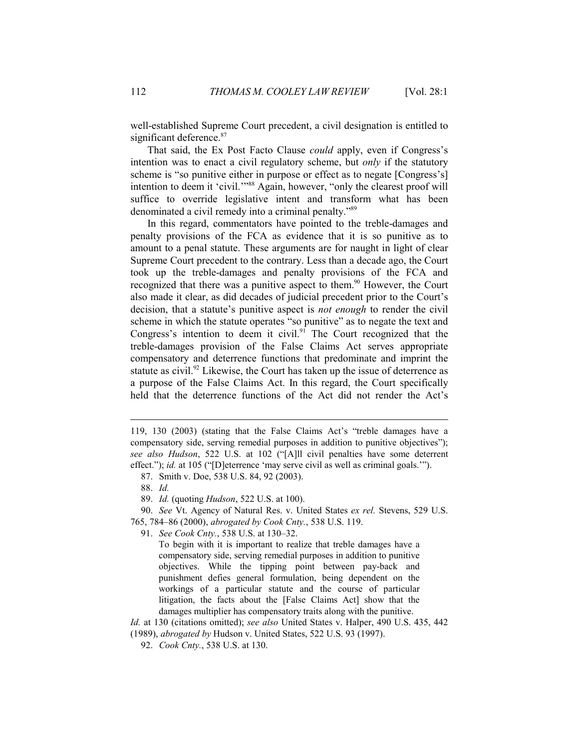well-established Supreme Court precedent, a civil designation is entitled to significant deference.[87]

That said, the Ex Post Facto Clause *could* apply, even if Congress's intention was to enact a civil regulatory scheme, but *only* if the statutory scheme is "so punitive either in purpose or effect as to negate [Congress's] intention to deem it 'civil.'"[88] Again, however, "only the clearest proof will suffice to override legislative intent and transform what has been denominated a civil remedy into a criminal penalty."[89]

In this regard, commentators have pointed to the treble-damages and penalty provisions of the FCA as evidence that it is so punitive as to amount to a penal statute. These arguments are for naught in light of clear Supreme Court precedent to the contrary. Less than a decade ago, the Court took up the treble-damages and penalty provisions of the FCA and recognized that there was a punitive aspect to them.[90] However, the Court also made it clear, as did decades of judicial precedent prior to the Court's decision, that a statute's punitive aspect is *not enough* to render the civil scheme in which the statute operates "so punitive" as to negate the text and Congress's intention to deem it civil.[91] The Court recognized that the treble-damages provision of the False Claims Act serves appropriate compensatory and deterrence functions that predominate and imprint the statute as civil.[92] Likewise, the Court has taken up the issue of deterrence as a purpose of the False Claims Act. In this regard, the Court specifically held that the deterrence functions of the Act did not render the Act's

---

119, 130 (2003) (stating that the False Claims Act's "treble damages have a compensatory side, serving remedial purposes in addition to punitive objectives"); *see also Hudson*, 522 U.S. at 102 ("[A]ll civil penalties have some deterrent effect."); *id.* at 105 ("[D]eterrence 'may serve civil as well as criminal goals.'").

87. Smith v. Doe, 538 U.S. 84, 92 (2003).

88. *Id.*

89. *Id.* (quoting *Hudson*, 522 U.S. at 100).

90. *See* Vt. Agency of Natural Res. v. United States *ex rel.* Stevens, 529 U.S. 765, 784–86 (2000), *abrogated by Cook Cnty.*, 538 U.S. 119.

91. *See Cook Cnty.*, 538 U.S. at 130–32.

> To begin with it is important to realize that treble damages have a compensatory side, serving remedial purposes in addition to punitive objectives. While the tipping point between pay-back and punishment defies general formulation, being dependent on the workings of a particular statute and the course of particular litigation, the facts about the [False Claims Act] show that the damages multiplier has compensatory traits along with the punitive.

*Id.* at 130 (citations omitted); *see also* United States v. Halper, 490 U.S. 435, 442 (1989), *abrogated by* Hudson v. United States, 522 U.S. 93 (1997).

92. *Cook Cnty.*, 538 U.S. at 130.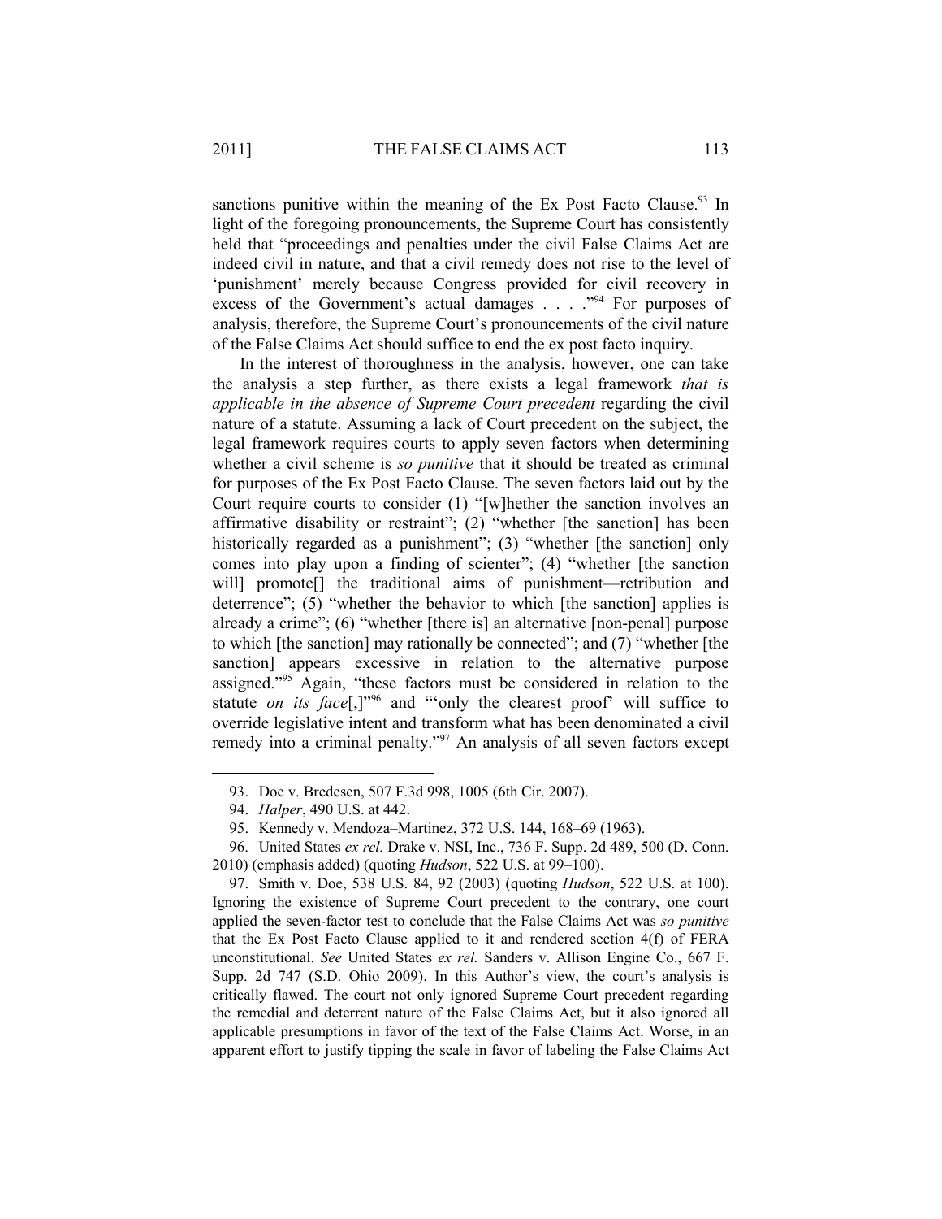sanctions punitive within the meaning of the Ex Post Facto Clause.[93] In light of the foregoing pronouncements, the Supreme Court has consistently held that "proceedings and penalties under the civil False Claims Act are indeed civil in nature, and that a civil remedy does not rise to the level of 'punishment' merely because Congress provided for civil recovery in excess of the Government's actual damages . . . ."[94] For purposes of analysis, therefore, the Supreme Court's pronouncements of the civil nature of the False Claims Act should suffice to end the ex post facto inquiry.

In the interest of thoroughness in the analysis, however, one can take the analysis a step further, as there exists a legal framework *that is applicable in the absence of Supreme Court precedent* regarding the civil nature of a statute. Assuming a lack of Court precedent on the subject, the legal framework requires courts to apply seven factors when determining whether a civil scheme is *so punitive* that it should be treated as criminal for purposes of the Ex Post Facto Clause. The seven factors laid out by the Court require courts to consider (1) "[w]hether the sanction involves an affirmative disability or restraint"; (2) "whether [the sanction] has been historically regarded as a punishment"; (3) "whether [the sanction] only comes into play upon a finding of scienter"; (4) "whether [the sanction will] promote[] the traditional aims of punishment—retribution and deterrence"; (5) "whether the behavior to which [the sanction] applies is already a crime"; (6) "whether [there is] an alternative [non-penal] purpose to which [the sanction] may rationally be connected"; and (7) "whether [the sanction] appears excessive in relation to the alternative purpose assigned."[95] Again, "these factors must be considered in relation to the statute *on its face*[,]"[96] and "'only the clearest proof' will suffice to override legislative intent and transform what has been denominated a civil remedy into a criminal penalty."[97] An analysis of all seven factors except

---

93. Doe v. Bredesen, 507 F.3d 998, 1005 (6th Cir. 2007).

94. *Halper*, 490 U.S. at 442.

95. Kennedy v. Mendoza–Martinez, 372 U.S. 144, 168–69 (1963).

96. United States *ex rel.* Drake v. NSI, Inc., 736 F. Supp. 2d 489, 500 (D. Conn. 2010) (emphasis added) (quoting *Hudson*, 522 U.S. at 99–100).

97. Smith v. Doe, 538 U.S. 84, 92 (2003) (quoting *Hudson*, 522 U.S. at 100). Ignoring the existence of Supreme Court precedent to the contrary, one court applied the seven-factor test to conclude that the False Claims Act was *so punitive* that the Ex Post Facto Clause applied to it and rendered section 4(f) of FERA unconstitutional. *See* United States *ex rel.* Sanders v. Allison Engine Co., 667 F. Supp. 2d 747 (S.D. Ohio 2009). In this Author's view, the court's analysis is critically flawed. The court not only ignored Supreme Court precedent regarding the remedial and deterrent nature of the False Claims Act, but it also ignored all applicable presumptions in favor of the text of the False Claims Act. Worse, in an apparent effort to justify tipping the scale in favor of labeling the False Claims Act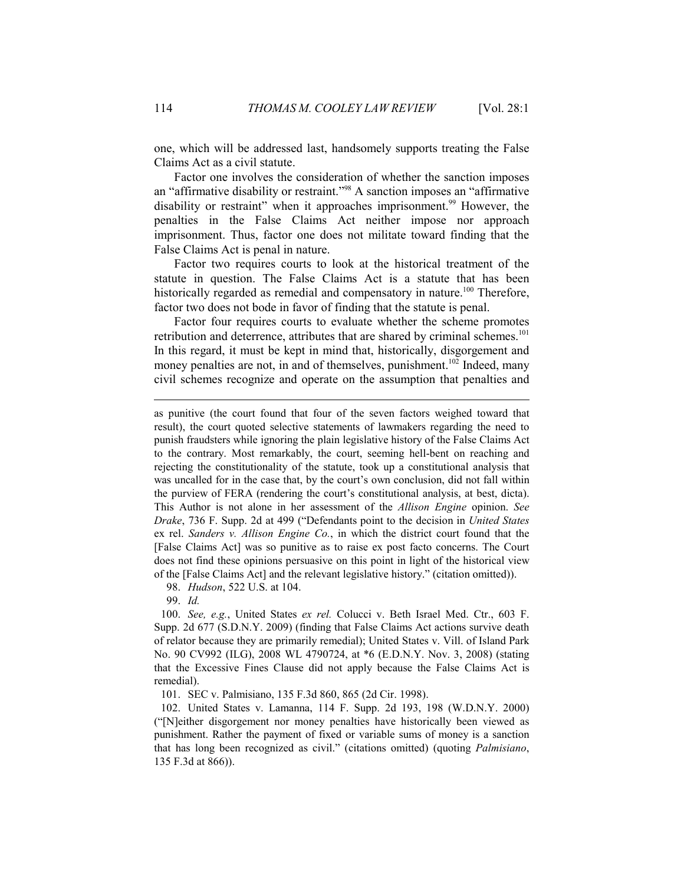one, which will be addressed last, handsomely supports treating the False Claims Act as a civil statute.

Factor one involves the consideration of whether the sanction imposes an "affirmative disability or restraint."[98] A sanction imposes an "affirmative disability or restraint" when it approaches imprisonment.[99] However, the penalties in the False Claims Act neither impose nor approach imprisonment. Thus, factor one does not militate toward finding that the False Claims Act is penal in nature.

Factor two requires courts to look at the historical treatment of the statute in question. The False Claims Act is a statute that has been historically regarded as remedial and compensatory in nature.[100] Therefore, factor two does not bode in favor of finding that the statute is penal.

Factor four requires courts to evaluate whether the scheme promotes retribution and deterrence, attributes that are shared by criminal schemes.[101] In this regard, it must be kept in mind that, historically, disgorgement and money penalties are not, in and of themselves, punishment.[102] Indeed, many civil schemes recognize and operate on the assumption that penalties and

---

as punitive (the court found that four of the seven factors weighed toward that result), the court quoted selective statements of lawmakers regarding the need to punish fraudsters while ignoring the plain legislative history of the False Claims Act to the contrary. Most remarkably, the court, seeming hell-bent on reaching and rejecting the constitutionality of the statute, took up a constitutional analysis that was uncalled for in the case that, by the court's own conclusion, did not fall within the purview of FERA (rendering the court's constitutional analysis, at best, dicta). This Author is not alone in her assessment of the *Allison Engine* opinion. *See Drake*, 736 F. Supp. 2d at 499 ("Defendants point to the decision in *United States* ex rel. *Sanders v. Allison Engine Co.*, in which the district court found that the [False Claims Act] was so punitive as to raise ex post facto concerns. The Court does not find these opinions persuasive on this point in light of the historical view of the [False Claims Act] and the relevant legislative history." (citation omitted)).

98. *Hudson*, 522 U.S. at 104.

99. *Id.*

100. *See, e.g.*, United States *ex rel.* Colucci v. Beth Israel Med. Ctr., 603 F. Supp. 2d 677 (S.D.N.Y. 2009) (finding that False Claims Act actions survive death of relator because they are primarily remedial); United States v. Vill. of Island Park No. 90 CV992 (ILG), 2008 WL 4790724, at *6 (E.D.N.Y. Nov. 3, 2008) (stating that the Excessive Fines Clause did not apply because the False Claims Act is remedial).

101. SEC v. Palmisiano, 135 F.3d 860, 865 (2d Cir. 1998).

102. United States v. Lamanna, 114 F. Supp. 2d 193, 198 (W.D.N.Y. 2000) ("[N]either disgorgement nor money penalties have historically been viewed as punishment. Rather the payment of fixed or variable sums of money is a sanction that has long been recognized as civil." (citations omitted) (quoting *Palmisiano*, 135 F.3d at 866)).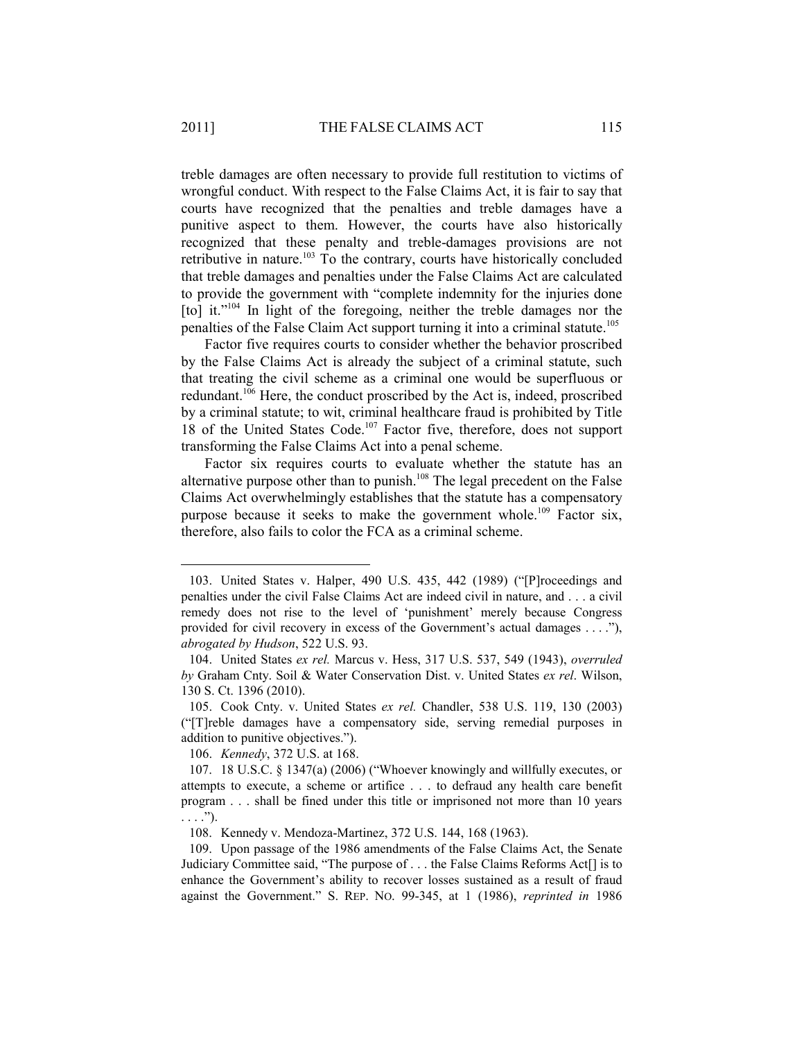treble damages are often necessary to provide full restitution to victims of wrongful conduct. With respect to the False Claims Act, it is fair to say that courts have recognized that the penalties and treble damages have a punitive aspect to them. However, the courts have also historically recognized that these penalty and treble-damages provisions are not retributive in nature.[103] To the contrary, courts have historically concluded that treble damages and penalties under the False Claims Act are calculated to provide the government with "complete indemnity for the injuries done [to] it."[104] In light of the foregoing, neither the treble damages nor the penalties of the False Claim Act support turning it into a criminal statute.[105]

Factor five requires courts to consider whether the behavior proscribed by the False Claims Act is already the subject of a criminal statute, such that treating the civil scheme as a criminal one would be superfluous or redundant.[106] Here, the conduct proscribed by the Act is, indeed, proscribed by a criminal statute; to wit, criminal healthcare fraud is prohibited by Title 18 of the United States Code.[107] Factor five, therefore, does not support transforming the False Claims Act into a penal scheme.

Factor six requires courts to evaluate whether the statute has an alternative purpose other than to punish.[108] The legal precedent on the False Claims Act overwhelmingly establishes that the statute has a compensatory purpose because it seeks to make the government whole.[109] Factor six, therefore, also fails to color the FCA as a criminal scheme.

---

103. United States v. Halper, 490 U.S. 435, 442 (1989) ("[P]roceedings and penalties under the civil False Claims Act are indeed civil in nature, and . . . a civil remedy does not rise to the level of 'punishment' merely because Congress provided for civil recovery in excess of the Government's actual damages . . . ."), *abrogated by Hudson*, 522 U.S. 93.

104. United States *ex rel.* Marcus v. Hess, 317 U.S. 537, 549 (1943), *overruled by* Graham Cnty. Soil & Water Conservation Dist. v. United States *ex rel*. Wilson, 130 S. Ct. 1396 (2010).

105. Cook Cnty. v. United States *ex rel.* Chandler, 538 U.S. 119, 130 (2003) ("[T]reble damages have a compensatory side, serving remedial purposes in addition to punitive objectives.").

106. *Kennedy*, 372 U.S. at 168.

107. 18 U.S.C. § 1347(a) (2006) ("Whoever knowingly and willfully executes, or attempts to execute, a scheme or artifice . . . to defraud any health care benefit program . . . shall be fined under this title or imprisoned not more than 10 years . . . .").

108. Kennedy v. Mendoza-Martinez, 372 U.S. 144, 168 (1963).

109. Upon passage of the 1986 amendments of the False Claims Act, the Senate Judiciary Committee said, "The purpose of . . . the False Claims Reforms Act[] is to enhance the Government's ability to recover losses sustained as a result of fraud against the Government." S. REP. NO. 99-345, at 1 (1986), *reprinted in* 1986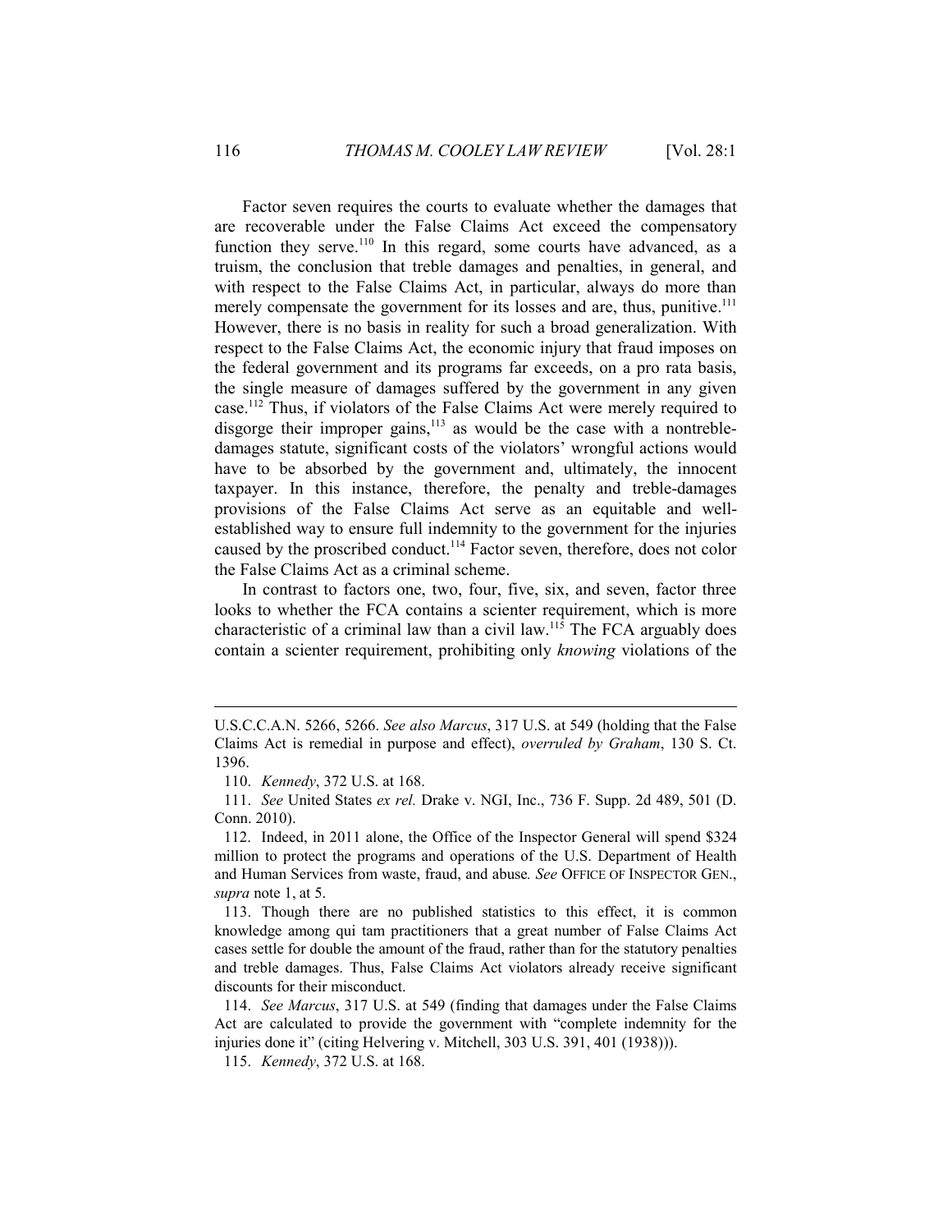Factor seven requires the courts to evaluate whether the damages that are recoverable under the False Claims Act exceed the compensatory function they serve.[110] In this regard, some courts have advanced, as a truism, the conclusion that treble damages and penalties, in general, and with respect to the False Claims Act, in particular, always do more than merely compensate the government for its losses and are, thus, punitive.[111] However, there is no basis in reality for such a broad generalization. With respect to the False Claims Act, the economic injury that fraud imposes on the federal government and its programs far exceeds, on a pro rata basis, the single measure of damages suffered by the government in any given case.[112] Thus, if violators of the False Claims Act were merely required to disgorge their improper gains,[113] as would be the case with a nontreble-damages statute, significant costs of the violators' wrongful actions would have to be absorbed by the government and, ultimately, the innocent taxpayer. In this instance, therefore, the penalty and treble-damages provisions of the False Claims Act serve as an equitable and well-established way to ensure full indemnity to the government for the injuries caused by the proscribed conduct.[114] Factor seven, therefore, does not color the False Claims Act as a criminal scheme.

In contrast to factors one, two, four, five, six, and seven, factor three looks to whether the FCA contains a scienter requirement, which is more characteristic of a criminal law than a civil law.[115] The FCA arguably does contain a scienter requirement, prohibiting only *knowing* violations of the

---

U.S.C.C.A.N. 5266, 5266. *See also Marcus*, 317 U.S. at 549 (holding that the False Claims Act is remedial in purpose and effect), *overruled by Graham*, 130 S. Ct. 1396.

110. *Kennedy*, 372 U.S. at 168.

111. *See* United States *ex rel.* Drake v. NGI, Inc., 736 F. Supp. 2d 489, 501 (D. Conn. 2010).

112. Indeed, in 2011 alone, the Office of the Inspector General will spend $324 million to protect the programs and operations of the U.S. Department of Health and Human Services from waste, fraud, and abuse. *See* OFFICE OF INSPECTOR GEN., *supra* note 1, at 5.

113. Though there are no published statistics to this effect, it is common knowledge among qui tam practitioners that a great number of False Claims Act cases settle for double the amount of the fraud, rather than for the statutory penalties and treble damages. Thus, False Claims Act violators already receive significant discounts for their misconduct.

114. *See Marcus*, 317 U.S. at 549 (finding that damages under the False Claims Act are calculated to provide the government with "complete indemnity for the injuries done it" (citing Helvering v. Mitchell, 303 U.S. 391, 401 (1938))).

115. *Kennedy*, 372 U.S. at 168.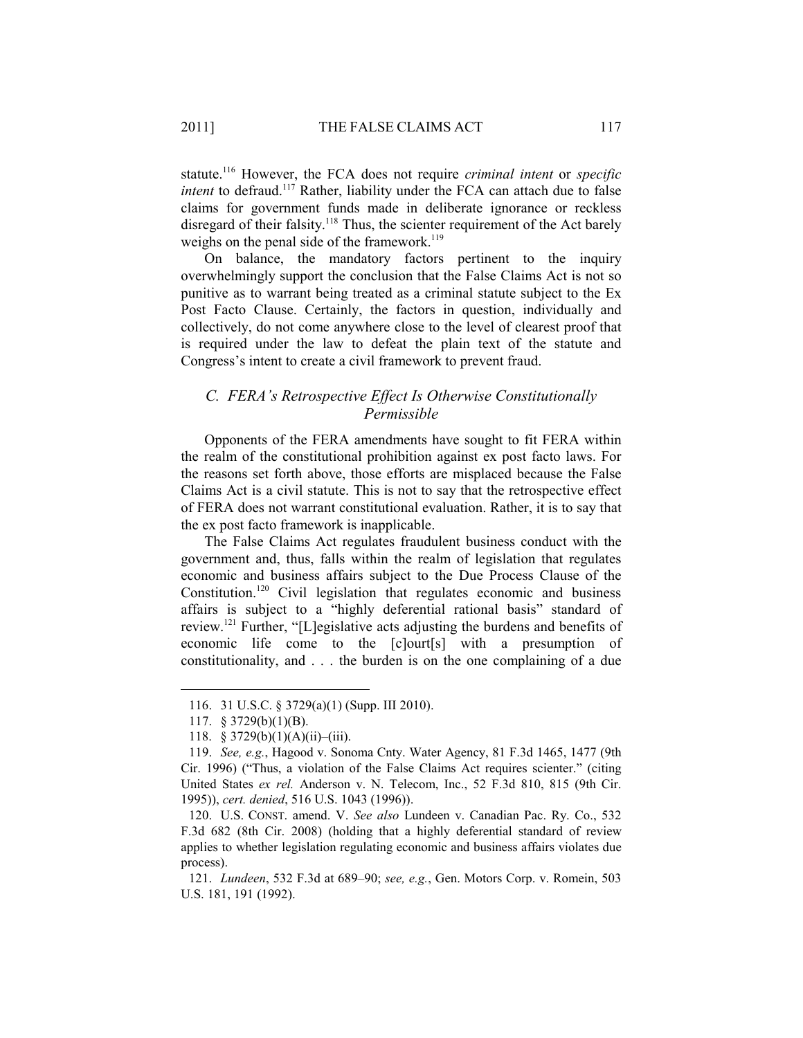statute.[116] However, the FCA does not require *criminal intent* or *specific intent* to defraud.[117] Rather, liability under the FCA can attach due to false claims for government funds made in deliberate ignorance or reckless disregard of their falsity.[118] Thus, the scienter requirement of the Act barely weighs on the penal side of the framework.[119]

On balance, the mandatory factors pertinent to the inquiry overwhelmingly support the conclusion that the False Claims Act is not so punitive as to warrant being treated as a criminal statute subject to the Ex Post Facto Clause. Certainly, the factors in question, individually and collectively, do not come anywhere close to the level of clearest proof that is required under the law to defeat the plain text of the statute and Congress's intent to create a civil framework to prevent fraud.

### *C. FERA's Retrospective Effect Is Otherwise Constitutionally Permissible*

Opponents of the FERA amendments have sought to fit FERA within the realm of the constitutional prohibition against ex post facto laws. For the reasons set forth above, those efforts are misplaced because the False Claims Act is a civil statute. This is not to say that the retrospective effect of FERA does not warrant constitutional evaluation. Rather, it is to say that the ex post facto framework is inapplicable.

The False Claims Act regulates fraudulent business conduct with the government and, thus, falls within the realm of legislation that regulates economic and business affairs subject to the Due Process Clause of the Constitution.[120] Civil legislation that regulates economic and business affairs is subject to a "highly deferential rational basis" standard of review.[121] Further, "[L]egislative acts adjusting the burdens and benefits of economic life come to the [c]ourt[s] with a presumption of constitutionality, and . . . the burden is on the one complaining of a due

---

116. 31 U.S.C. § 3729(a)(1) (Supp. III 2010).

117. § 3729(b)(1)(B).

118. § 3729(b)(1)(A)(ii)–(iii).

119. *See, e.g.*, Hagood v. Sonoma Cnty. Water Agency, 81 F.3d 1465, 1477 (9th Cir. 1996) ("Thus, a violation of the False Claims Act requires scienter." (citing United States *ex rel.* Anderson v. N. Telecom, Inc., 52 F.3d 810, 815 (9th Cir. 1995)), *cert. denied*, 516 U.S. 1043 (1996)).

120. U.S. CONST. amend. V. *See also* Lundeen v. Canadian Pac. Ry. Co., 532 F.3d 682 (8th Cir. 2008) (holding that a highly deferential standard of review applies to whether legislation regulating economic and business affairs violates due process).

121. *Lundeen*, 532 F.3d at 689–90; *see, e.g.*, Gen. Motors Corp. v. Romein, 503 U.S. 181, 191 (1992).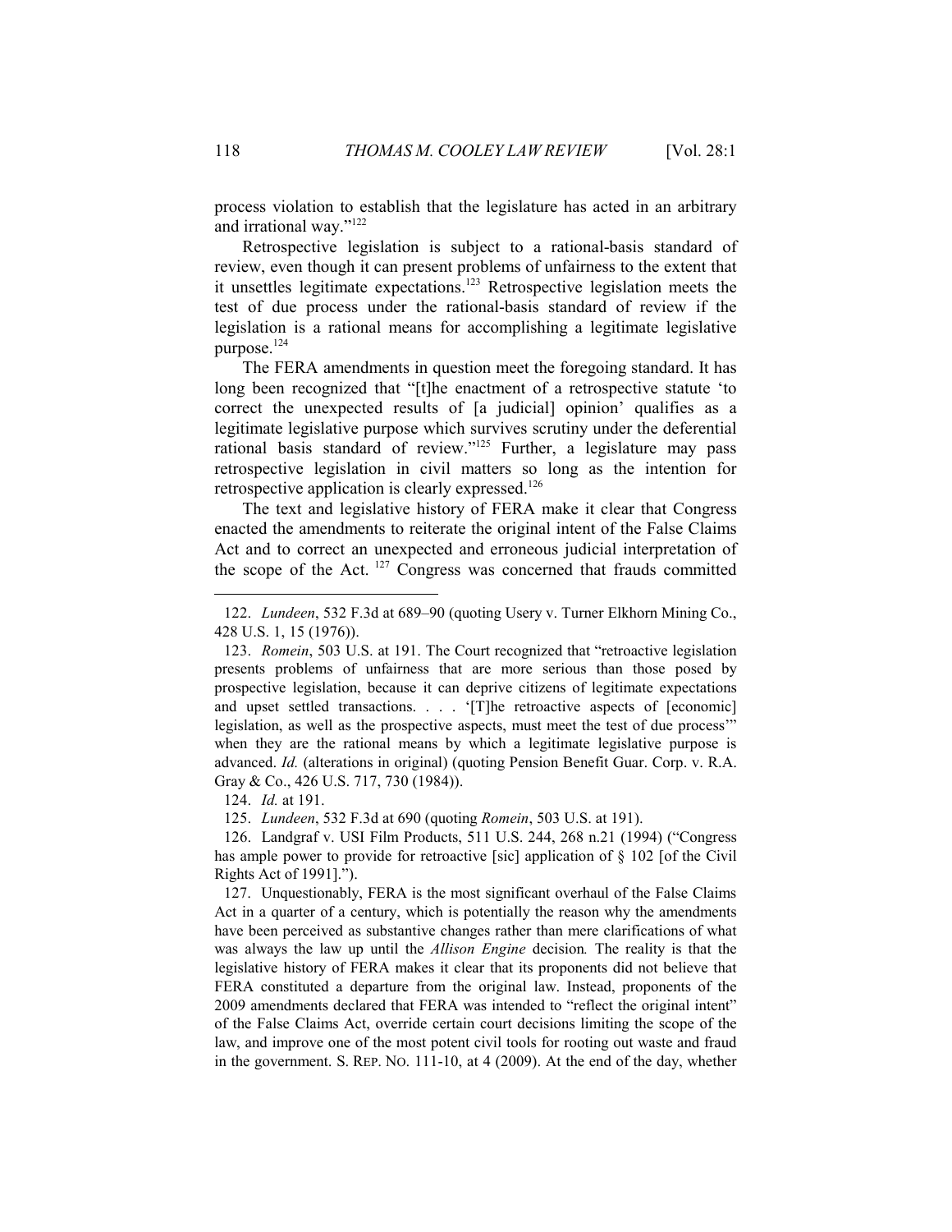process violation to establish that the legislature has acted in an arbitrary and irrational way."[122]

Retrospective legislation is subject to a rational-basis standard of review, even though it can present problems of unfairness to the extent that it unsettles legitimate expectations.[123] Retrospective legislation meets the test of due process under the rational-basis standard of review if the legislation is a rational means for accomplishing a legitimate legislative purpose.[124]

The FERA amendments in question meet the foregoing standard. It has long been recognized that "[t]he enactment of a retrospective statute 'to correct the unexpected results of [a judicial] opinion' qualifies as a legitimate legislative purpose which survives scrutiny under the deferential rational basis standard of review."[125] Further, a legislature may pass retrospective legislation in civil matters so long as the intention for retrospective application is clearly expressed.[126]

The text and legislative history of FERA make it clear that Congress enacted the amendments to reiterate the original intent of the False Claims Act and to correct an unexpected and erroneous judicial interpretation of the scope of the Act. [127] Congress was concerned that frauds committed

---

122. *Lundeen*, 532 F.3d at 689–90 (quoting Usery v. Turner Elkhorn Mining Co., 428 U.S. 1, 15 (1976)).

123. *Romein*, 503 U.S. at 191. The Court recognized that "retroactive legislation presents problems of unfairness that are more serious than those posed by prospective legislation, because it can deprive citizens of legitimate expectations and upset settled transactions. . . . '[T]he retroactive aspects of [economic] legislation, as well as the prospective aspects, must meet the test of due process'" when they are the rational means by which a legitimate legislative purpose is advanced. *Id.* (alterations in original) (quoting Pension Benefit Guar. Corp. v. R.A. Gray & Co., 426 U.S. 717, 730 (1984)).

124. *Id.* at 191.

125. *Lundeen*, 532 F.3d at 690 (quoting *Romein*, 503 U.S. at 191).

126. Landgraf v. USI Film Products, 511 U.S. 244, 268 n.21 (1994) ("Congress has ample power to provide for retroactive [sic] application of § 102 [of the Civil Rights Act of 1991].").

127. Unquestionably, FERA is the most significant overhaul of the False Claims Act in a quarter of a century, which is potentially the reason why the amendments have been perceived as substantive changes rather than mere clarifications of what was always the law up until the *Allison Engine* decision*.* The reality is that the legislative history of FERA makes it clear that its proponents did not believe that FERA constituted a departure from the original law. Instead, proponents of the 2009 amendments declared that FERA was intended to "reflect the original intent" of the False Claims Act, override certain court decisions limiting the scope of the law, and improve one of the most potent civil tools for rooting out waste and fraud in the government. S. REP. NO. 111-10, at 4 (2009). At the end of the day, whether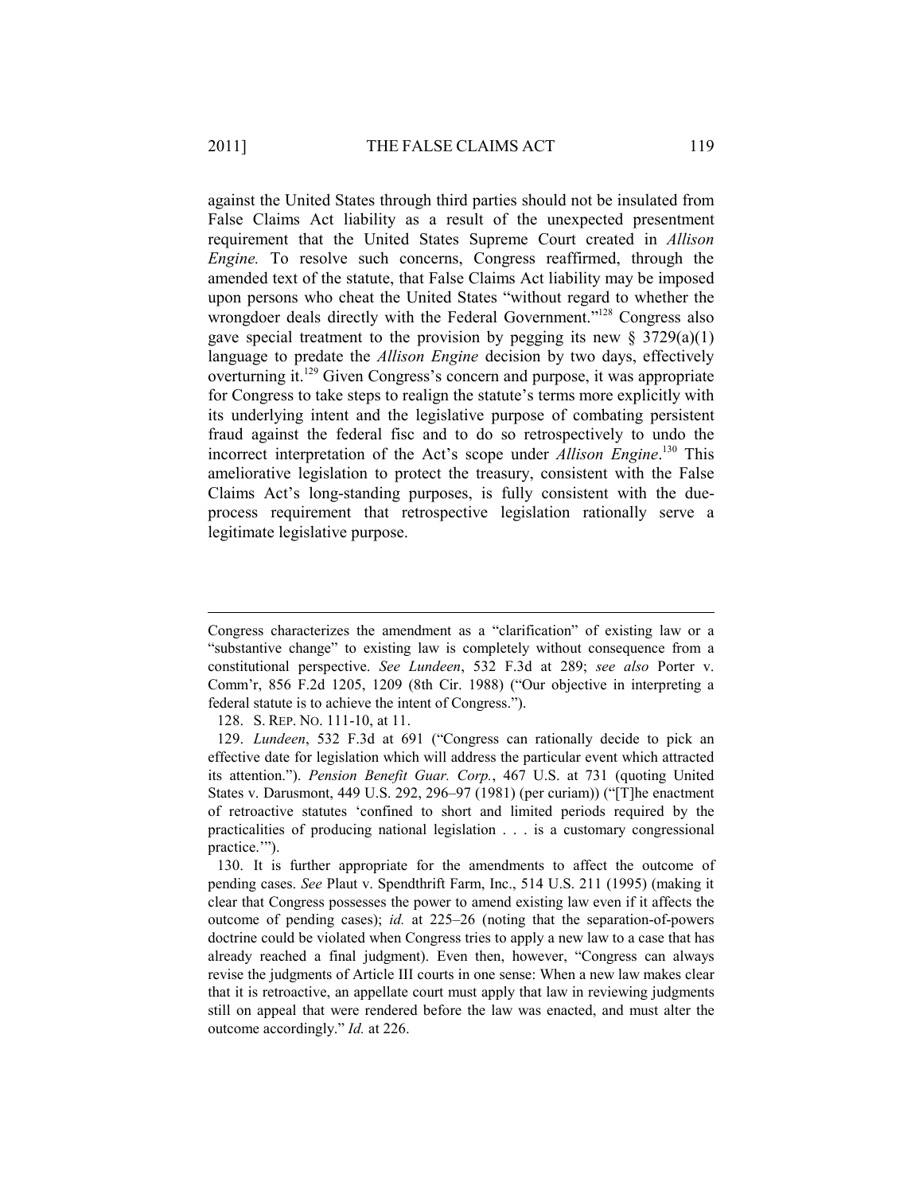against the United States through third parties should not be insulated from False Claims Act liability as a result of the unexpected presentment requirement that the United States Supreme Court created in *Allison Engine.* To resolve such concerns, Congress reaffirmed, through the amended text of the statute, that False Claims Act liability may be imposed upon persons who cheat the United States "without regard to whether the wrongdoer deals directly with the Federal Government."[128] Congress also gave special treatment to the provision by pegging its new § 3729(a)(1) language to predate the *Allison Engine* decision by two days, effectively overturning it.[129] Given Congress's concern and purpose, it was appropriate for Congress to take steps to realign the statute's terms more explicitly with its underlying intent and the legislative purpose of combating persistent fraud against the federal fisc and to do so retrospectively to undo the incorrect interpretation of the Act's scope under *Allison Engine*.[130] This ameliorative legislation to protect the treasury, consistent with the False Claims Act's long-standing purposes, is fully consistent with the due-process requirement that retrospective legislation rationally serve a legitimate legislative purpose.

---

Congress characterizes the amendment as a "clarification" of existing law or a "substantive change" to existing law is completely without consequence from a constitutional perspective. *See Lundeen*, 532 F.3d at 289; *see also* Porter v. Comm'r, 856 F.2d 1205, 1209 (8th Cir. 1988) ("Our objective in interpreting a federal statute is to achieve the intent of Congress.").

128. S. REP. NO. 111-10, at 11.

129. *Lundeen*, 532 F.3d at 691 ("Congress can rationally decide to pick an effective date for legislation which will address the particular event which attracted its attention."). *Pension Benefit Guar. Corp.*, 467 U.S. at 731 (quoting United States v. Darusmont, 449 U.S. 292, 296–97 (1981) (per curiam)) ("[T]he enactment of retroactive statutes 'confined to short and limited periods required by the practicalities of producing national legislation . . . is a customary congressional practice.'").

130. It is further appropriate for the amendments to affect the outcome of pending cases. *See* Plaut v. Spendthrift Farm, Inc., 514 U.S. 211 (1995) (making it clear that Congress possesses the power to amend existing law even if it affects the outcome of pending cases); *id.* at 225–26 (noting that the separation-of-powers doctrine could be violated when Congress tries to apply a new law to a case that has already reached a final judgment). Even then, however, "Congress can always revise the judgments of Article III courts in one sense: When a new law makes clear that it is retroactive, an appellate court must apply that law in reviewing judgments still on appeal that were rendered before the law was enacted, and must alter the outcome accordingly." *Id.* at 226.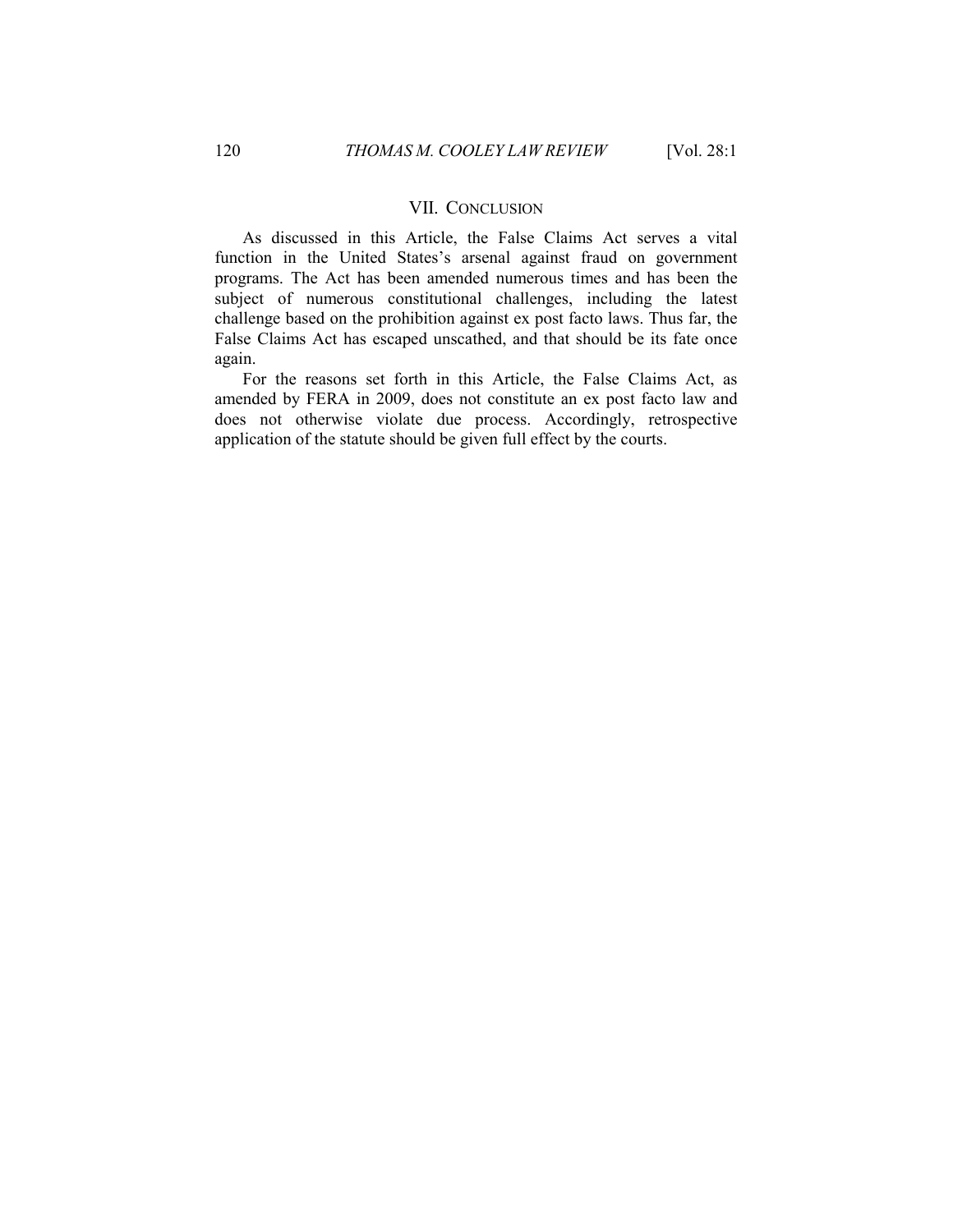## VII. CONCLUSION

As discussed in this Article, the False Claims Act serves a vital function in the United States's arsenal against fraud on government programs. The Act has been amended numerous times and has been the subject of numerous constitutional challenges, including the latest challenge based on the prohibition against ex post facto laws. Thus far, the False Claims Act has escaped unscathed, and that should be its fate once again.

For the reasons set forth in this Article, the False Claims Act, as amended by FERA in 2009, does not constitute an ex post facto law and does not otherwise violate due process. Accordingly, retrospective application of the statute should be given full effect by the courts.